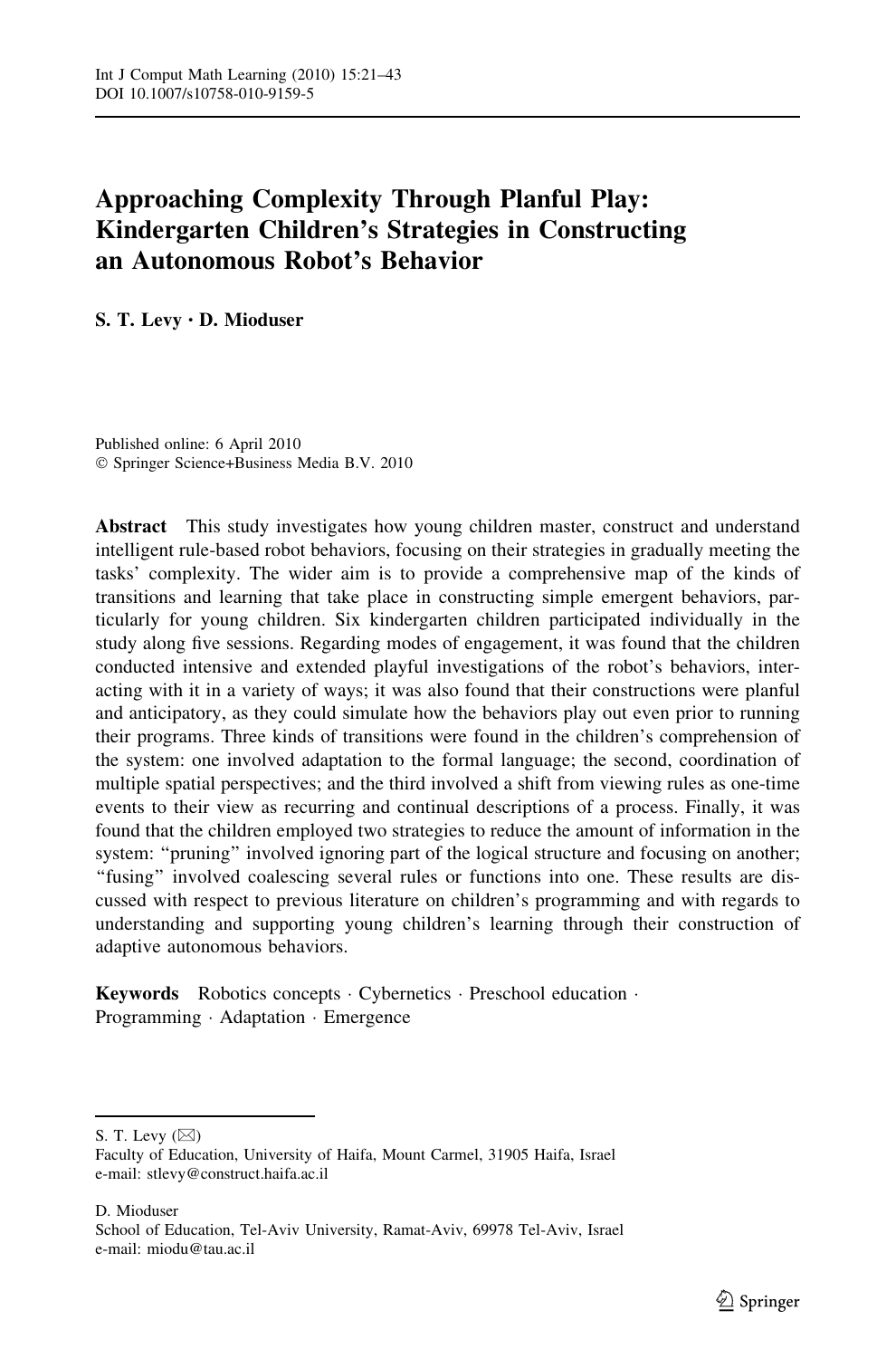# Approaching Complexity Through Planful Play: Kindergarten Children's Strategies in Constructing an Autonomous Robot's Behavior

**S. T. Levy · D. Mioduser**

Published online: 6 April 2010
© Springer Science+Business Media B.V. 2010

**Abstract** This study investigates how young children master, construct and understand intelligent rule-based robot behaviors, focusing on their strategies in gradually meeting the tasks' complexity. The wider aim is to provide a comprehensive map of the kinds of transitions and learning that take place in constructing simple emergent behaviors, particularly for young children. Six kindergarten children participated individually in the study along five sessions. Regarding modes of engagement, it was found that the children conducted intensive and extended playful investigations of the robot's behaviors, interacting with it in a variety of ways; it was also found that their constructions were planful and anticipatory, as they could simulate how the behaviors play out even prior to running their programs. Three kinds of transitions were found in the children's comprehension of the system: one involved adaptation to the formal language; the second, coordination of multiple spatial perspectives; and the third involved a shift from viewing rules as one-time events to their view as recurring and continual descriptions of a process. Finally, it was found that the children employed two strategies to reduce the amount of information in the system: "pruning" involved ignoring part of the logical structure and focusing on another; "fusing" involved coalescing several rules or functions into one. These results are discussed with respect to previous literature on children's programming and with regards to understanding and supporting young children's learning through their construction of adaptive autonomous behaviors.

**Keywords** Robotics concepts · Cybernetics · Preschool education · Programming · Adaptation · Emergence

---

S. T. Levy (✉)
Faculty of Education, University of Haifa, Mount Carmel, 31905 Haifa, Israel
e-mail: stlevy@construct.haifa.ac.il

D. Mioduser
School of Education, Tel-Aviv University, Ramat-Aviv, 69978 Tel-Aviv, Israel
e-mail: miodu@tau.ac.il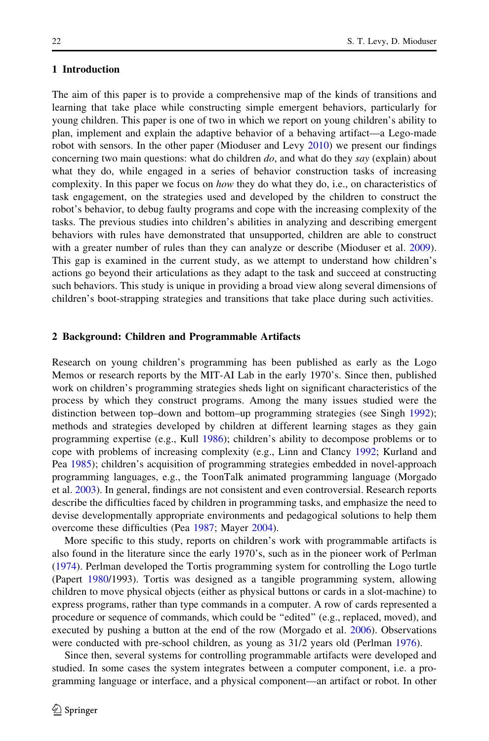## 1 Introduction

The aim of this paper is to provide a comprehensive map of the kinds of transitions and learning that take place while constructing simple emergent behaviors, particularly for young children. This paper is one of two in which we report on young children's ability to plan, implement and explain the adaptive behavior of a behaving artifact—a Lego-made robot with sensors. In the other paper (Mioduser and Levy 2010) we present our findings concerning two main questions: what do children *do*, and what do they *say* (explain) about what they do, while engaged in a series of behavior construction tasks of increasing complexity. In this paper we focus on *how* they do what they do, i.e., on characteristics of task engagement, on the strategies used and developed by the children to construct the robot's behavior, to debug faulty programs and cope with the increasing complexity of the tasks. The previous studies into children's abilities in analyzing and describing emergent behaviors with rules have demonstrated that unsupported, children are able to construct with a greater number of rules than they can analyze or describe (Mioduser et al. 2009). This gap is examined in the current study, as we attempt to understand how children's actions go beyond their articulations as they adapt to the task and succeed at constructing such behaviors. This study is unique in providing a broad view along several dimensions of children's boot-strapping strategies and transitions that take place during such activities.

## 2 Background: Children and Programmable Artifacts

Research on young children's programming has been published as early as the Logo Memos or research reports by the MIT-AI Lab in the early 1970's. Since then, published work on children's programming strategies sheds light on significant characteristics of the process by which they construct programs. Among the many issues studied were the distinction between top–down and bottom–up programming strategies (see Singh 1992); methods and strategies developed by children at different learning stages as they gain programming expertise (e.g., Kull 1986); children's ability to decompose problems or to cope with problems of increasing complexity (e.g., Linn and Clancy 1992; Kurland and Pea 1985); children's acquisition of programming strategies embedded in novel-approach programming languages, e.g., the ToonTalk animated programming language (Morgado et al. 2003). In general, findings are not consistent and even controversial. Research reports describe the difficulties faced by children in programming tasks, and emphasize the need to devise developmentally appropriate environments and pedagogical solutions to help them overcome these difficulties (Pea 1987; Mayer 2004).

More specific to this study, reports on children's work with programmable artifacts is also found in the literature since the early 1970's, such as in the pioneer work of Perlman (1974). Perlman developed the Tortis programming system for controlling the Logo turtle (Papert 1980/1993). Tortis was designed as a tangible programming system, allowing children to move physical objects (either as physical buttons or cards in a slot-machine) to express programs, rather than type commands in a computer. A row of cards represented a procedure or sequence of commands, which could be "edited" (e.g., replaced, moved), and executed by pushing a button at the end of the row (Morgado et al. 2006). Observations were conducted with pre-school children, as young as 31/2 years old (Perlman 1976).

Since then, several systems for controlling programmable artifacts were developed and studied. In some cases the system integrates between a computer component, i.e. a programming language or interface, and a physical component—an artifact or robot. In other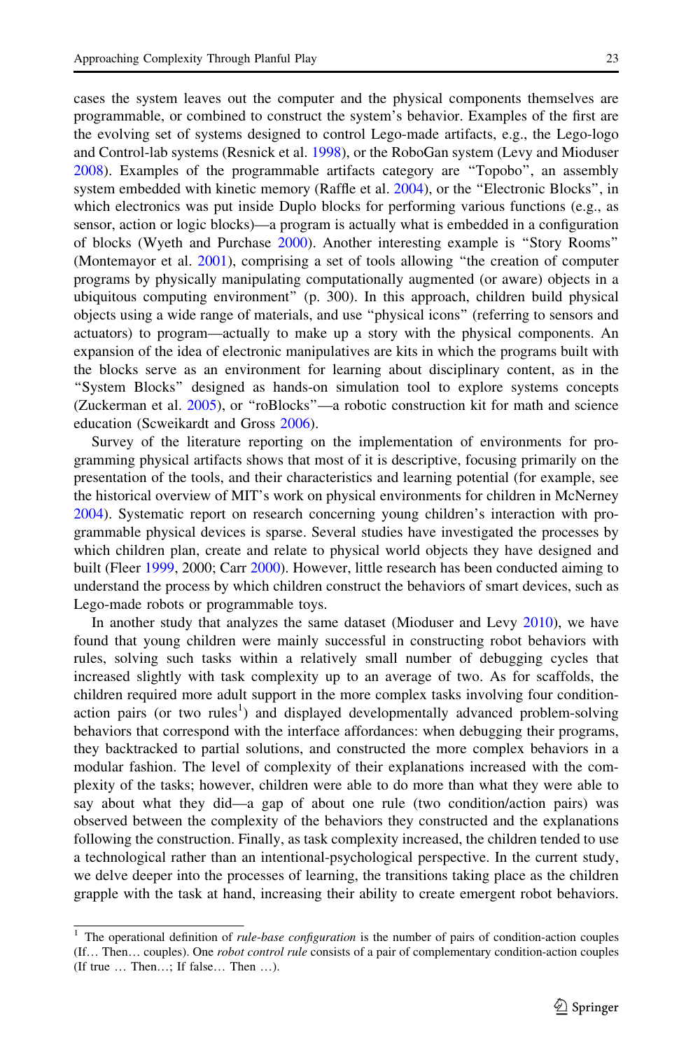cases the system leaves out the computer and the physical components themselves are programmable, or combined to construct the system's behavior. Examples of the first are the evolving set of systems designed to control Lego-made artifacts, e.g., the Lego-logo and Control-lab systems (Resnick et al. 1998), or the RoboGan system (Levy and Mioduser 2008). Examples of the programmable artifacts category are "Topobo", an assembly system embedded with kinetic memory (Raffle et al. 2004), or the "Electronic Blocks", in which electronics was put inside Duplo blocks for performing various functions (e.g., as sensor, action or logic blocks)—a program is actually what is embedded in a configuration of blocks (Wyeth and Purchase 2000). Another interesting example is "Story Rooms" (Montemayor et al. 2001), comprising a set of tools allowing "the creation of computer programs by physically manipulating computationally augmented (or aware) objects in a ubiquitous computing environment" (p. 300). In this approach, children build physical objects using a wide range of materials, and use "physical icons" (referring to sensors and actuators) to program—actually to make up a story with the physical components. An expansion of the idea of electronic manipulatives are kits in which the programs built with the blocks serve as an environment for learning about disciplinary content, as in the "System Blocks" designed as hands-on simulation tool to explore systems concepts (Zuckerman et al. 2005), or "roBlocks"—a robotic construction kit for math and science education (Scweikardt and Gross 2006).

Survey of the literature reporting on the implementation of environments for programming physical artifacts shows that most of it is descriptive, focusing primarily on the presentation of the tools, and their characteristics and learning potential (for example, see the historical overview of MIT's work on physical environments for children in McNerney 2004). Systematic report on research concerning young children's interaction with programmable physical devices is sparse. Several studies have investigated the processes by which children plan, create and relate to physical world objects they have designed and built (Fleer 1999, 2000; Carr 2000). However, little research has been conducted aiming to understand the process by which children construct the behaviors of smart devices, such as Lego-made robots or programmable toys.

In another study that analyzes the same dataset (Mioduser and Levy 2010), we have found that young children were mainly successful in constructing robot behaviors with rules, solving such tasks within a relatively small number of debugging cycles that increased slightly with task complexity up to an average of two. As for scaffolds, the children required more adult support in the more complex tasks involving four condition-action pairs (or two rules[1]) and displayed developmentally advanced problem-solving behaviors that correspond with the interface affordances: when debugging their programs, they backtracked to partial solutions, and constructed the more complex behaviors in a modular fashion. The level of complexity of their explanations increased with the complexity of the tasks; however, children were able to do more than what they were able to say about what they did—a gap of about one rule (two condition/action pairs) was observed between the complexity of the behaviors they constructed and the explanations following the construction. Finally, as task complexity increased, the children tended to use a technological rather than an intentional-psychological perspective. In the current study, we delve deeper into the processes of learning, the transitions taking place as the children grapple with the task at hand, increasing their ability to create emergent robot behaviors.

---

[1] The operational definition of *rule-base configuration* is the number of pairs of condition-action couples (If… Then… couples). One *robot control rule* consists of a pair of complementary condition-action couples (If true … Then…; If false… Then …).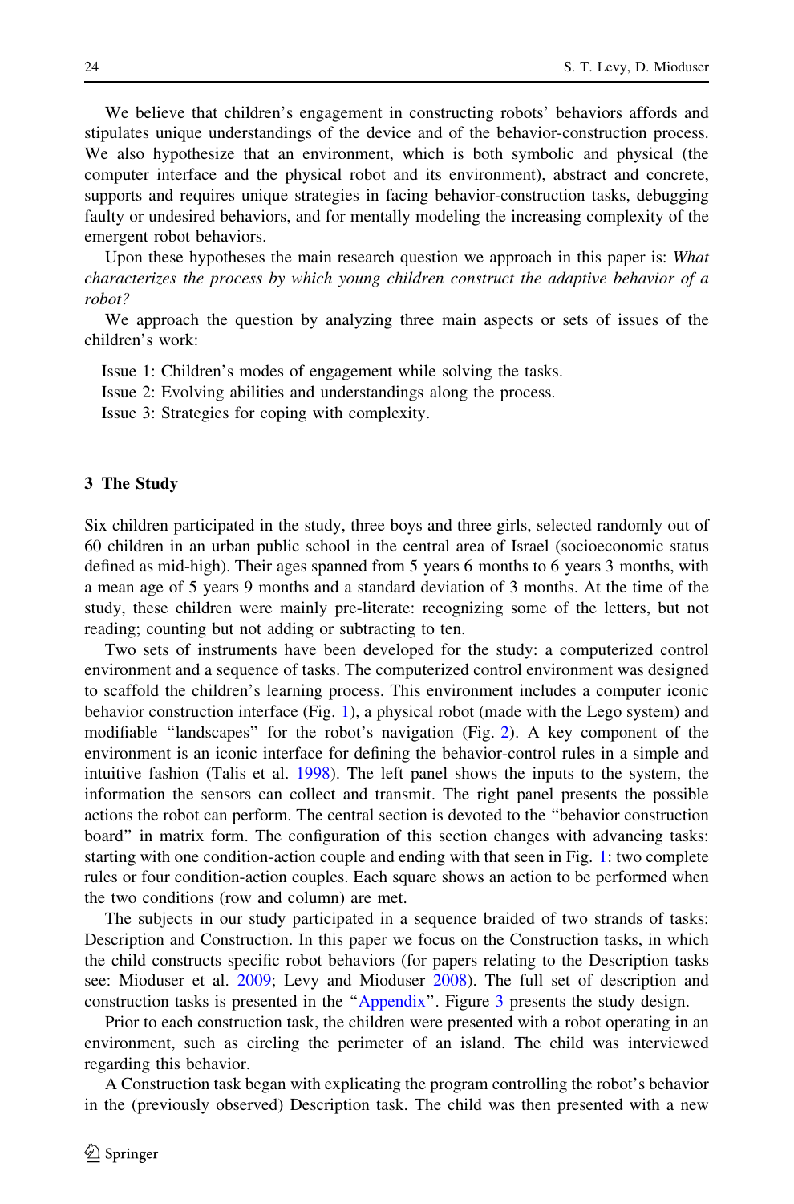We believe that children's engagement in constructing robots' behaviors affords and stipulates unique understandings of the device and of the behavior-construction process. We also hypothesize that an environment, which is both symbolic and physical (the computer interface and the physical robot and its environment), abstract and concrete, supports and requires unique strategies in facing behavior-construction tasks, debugging faulty or undesired behaviors, and for mentally modeling the increasing complexity of the emergent robot behaviors.

Upon these hypotheses the main research question we approach in this paper is: *What characterizes the process by which young children construct the adaptive behavior of a robot?*

We approach the question by analyzing three main aspects or sets of issues of the children's work:

Issue 1: Children's modes of engagement while solving the tasks.
Issue 2: Evolving abilities and understandings along the process.
Issue 3: Strategies for coping with complexity.

## 3 The Study

Six children participated in the study, three boys and three girls, selected randomly out of 60 children in an urban public school in the central area of Israel (socioeconomic status defined as mid-high). Their ages spanned from 5 years 6 months to 6 years 3 months, with a mean age of 5 years 9 months and a standard deviation of 3 months. At the time of the study, these children were mainly pre-literate: recognizing some of the letters, but not reading; counting but not adding or subtracting to ten.

Two sets of instruments have been developed for the study: a computerized control environment and a sequence of tasks. The computerized control environment was designed to scaffold the children's learning process. This environment includes a computer iconic behavior construction interface (Fig. 1), a physical robot (made with the Lego system) and modifiable "landscapes" for the robot's navigation (Fig. 2). A key component of the environment is an iconic interface for defining the behavior-control rules in a simple and intuitive fashion (Talis et al. 1998). The left panel shows the inputs to the system, the information the sensors can collect and transmit. The right panel presents the possible actions the robot can perform. The central section is devoted to the "behavior construction board" in matrix form. The configuration of this section changes with advancing tasks: starting with one condition-action couple and ending with that seen in Fig. 1: two complete rules or four condition-action couples. Each square shows an action to be performed when the two conditions (row and column) are met.

The subjects in our study participated in a sequence braided of two strands of tasks: Description and Construction. In this paper we focus on the Construction tasks, in which the child constructs specific robot behaviors (for papers relating to the Description tasks see: Mioduser et al. 2009; Levy and Mioduser 2008). The full set of description and construction tasks is presented in the "Appendix". Figure 3 presents the study design.

Prior to each construction task, the children were presented with a robot operating in an environment, such as circling the perimeter of an island. The child was interviewed regarding this behavior.

A Construction task began with explicating the program controlling the robot's behavior in the (previously observed) Description task. The child was then presented with a new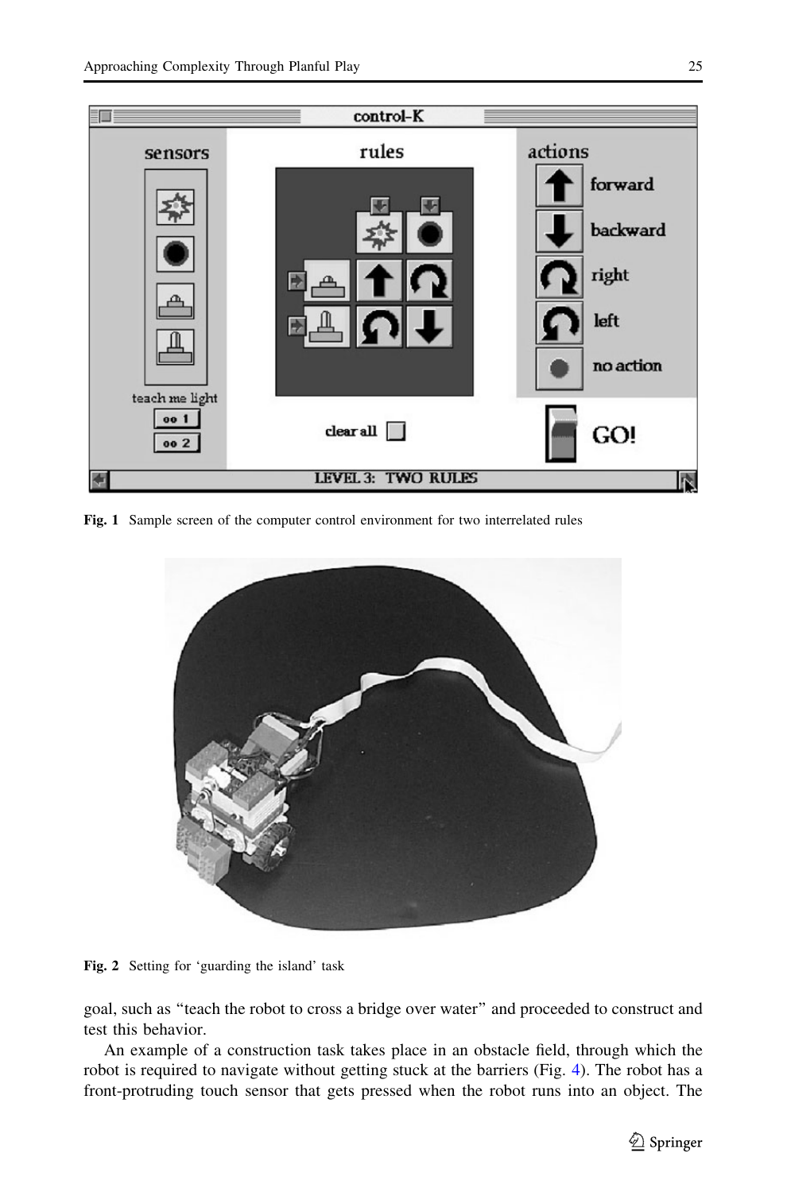Fig. 1 Sample screen of the computer control environment for two interrelated rules

Fig. 2 Setting for 'guarding the island' task

goal, such as "teach the robot to cross a bridge over water" and proceeded to construct and test this behavior.

An example of a construction task takes place in an obstacle field, through which the robot is required to navigate without getting stuck at the barriers (Fig. 4). The robot has a front-protruding touch sensor that gets pressed when the robot runs into an object. The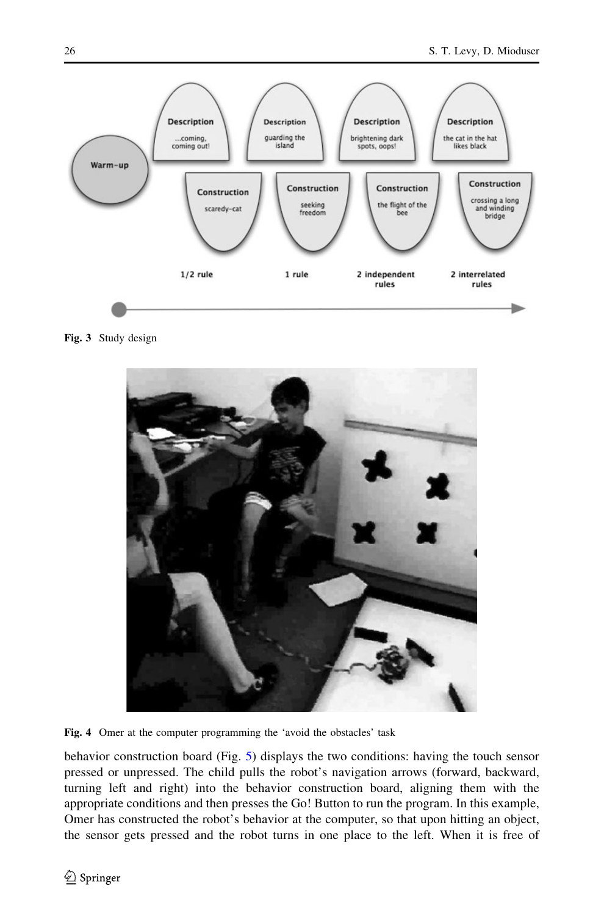Fig. 3 Study design

Fig. 4 Omer at the computer programming the 'avoid the obstacles' task

behavior construction board (Fig. 5) displays the two conditions: having the touch sensor pressed or unpressed. The child pulls the robot's navigation arrows (forward, backward, turning left and right) into the behavior construction board, aligning them with the appropriate conditions and then presses the Go! Button to run the program. In this example, Omer has constructed the robot's behavior at the computer, so that upon hitting an object, the sensor gets pressed and the robot turns in one place to the left. When it is free of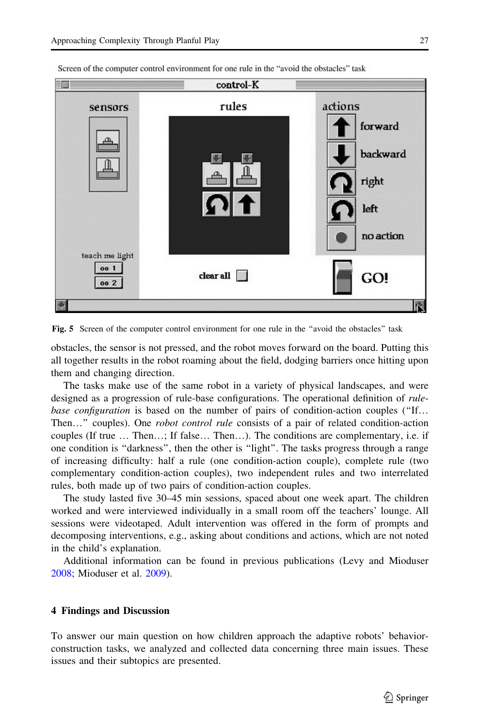Screen of the computer control environment for one rule in the "avoid the obstacles" task

**Fig. 5** Screen of the computer control environment for one rule in the "avoid the obstacles" task

obstacles, the sensor is not pressed, and the robot moves forward on the board. Putting this all together results in the robot roaming about the field, dodging barriers once hitting upon them and changing direction.

The tasks make use of the same robot in a variety of physical landscapes, and were designed as a progression of rule-base configurations. The operational definition of *rule-base configuration* is based on the number of pairs of condition-action couples ("If… Then…" couples). One *robot control rule* consists of a pair of related condition-action couples (If true … Then…; If false… Then…). The conditions are complementary, i.e. if one condition is "darkness", then the other is "light". The tasks progress through a range of increasing difficulty: half a rule (one condition-action couple), complete rule (two complementary condition-action couples), two independent rules and two interrelated rules, both made up of two pairs of condition-action couples.

The study lasted five 30–45 min sessions, spaced about one week apart. The children worked and were interviewed individually in a small room off the teachers' lounge. All sessions were videotaped. Adult intervention was offered in the form of prompts and decomposing interventions, e.g., asking about conditions and actions, which are not noted in the child's explanation.

Additional information can be found in previous publications (Levy and Mioduser 2008; Mioduser et al. 2009).

## 4 Findings and Discussion

To answer our main question on how children approach the adaptive robots' behavior-construction tasks, we analyzed and collected data concerning three main issues. These issues and their subtopics are presented.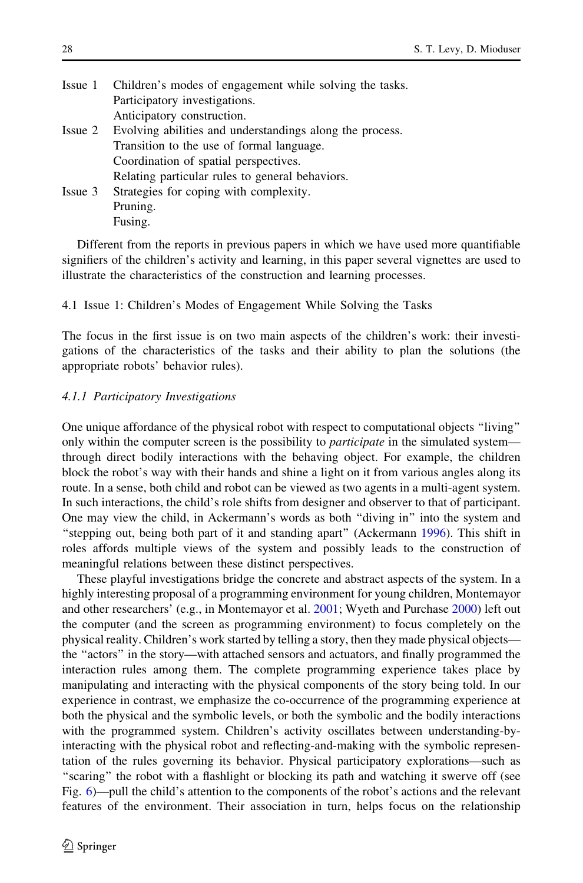Issue 1 Children's modes of engagement while solving the tasks.
Participatory investigations.
Anticipatory construction.

Issue 2 Evolving abilities and understandings along the process.
Transition to the use of formal language.
Coordination of spatial perspectives.
Relating particular rules to general behaviors.

Issue 3 Strategies for coping with complexity.
Pruning.
Fusing.

Different from the reports in previous papers in which we have used more quantifiable signifiers of the children's activity and learning, in this paper several vignettes are used to illustrate the characteristics of the construction and learning processes.

## 4.1 Issue 1: Children's Modes of Engagement While Solving the Tasks

The focus in the first issue is on two main aspects of the children's work: their investigations of the characteristics of the tasks and their ability to plan the solutions (the appropriate robots' behavior rules).

### *4.1.1 Participatory Investigations*

One unique affordance of the physical robot with respect to computational objects "living" only within the computer screen is the possibility to *participate* in the simulated system—through direct bodily interactions with the behaving object. For example, the children block the robot's way with their hands and shine a light on it from various angles along its route. In a sense, both child and robot can be viewed as two agents in a multi-agent system. In such interactions, the child's role shifts from designer and observer to that of participant. One may view the child, in Ackermann's words as both "diving in" into the system and "stepping out, being both part of it and standing apart" (Ackermann 1996). This shift in roles affords multiple views of the system and possibly leads to the construction of meaningful relations between these distinct perspectives.

These playful investigations bridge the concrete and abstract aspects of the system. In a highly interesting proposal of a programming environment for young children, Montemayor and other researchers' (e.g., in Montemayor et al. 2001; Wyeth and Purchase 2000) left out the computer (and the screen as programming environment) to focus completely on the physical reality. Children's work started by telling a story, then they made physical objects—the "actors" in the story—with attached sensors and actuators, and finally programmed the interaction rules among them. The complete programming experience takes place by manipulating and interacting with the physical components of the story being told. In our experience in contrast, we emphasize the co-occurrence of the programming experience at both the physical and the symbolic levels, or both the symbolic and the bodily interactions with the programmed system. Children's activity oscillates between understanding-by-interacting with the physical robot and reflecting-and-making with the symbolic representation of the rules governing its behavior. Physical participatory explorations—such as "scaring" the robot with a flashlight or blocking its path and watching it swerve off (see Fig. 6)—pull the child's attention to the components of the robot's actions and the relevant features of the environment. Their association in turn, helps focus on the relationship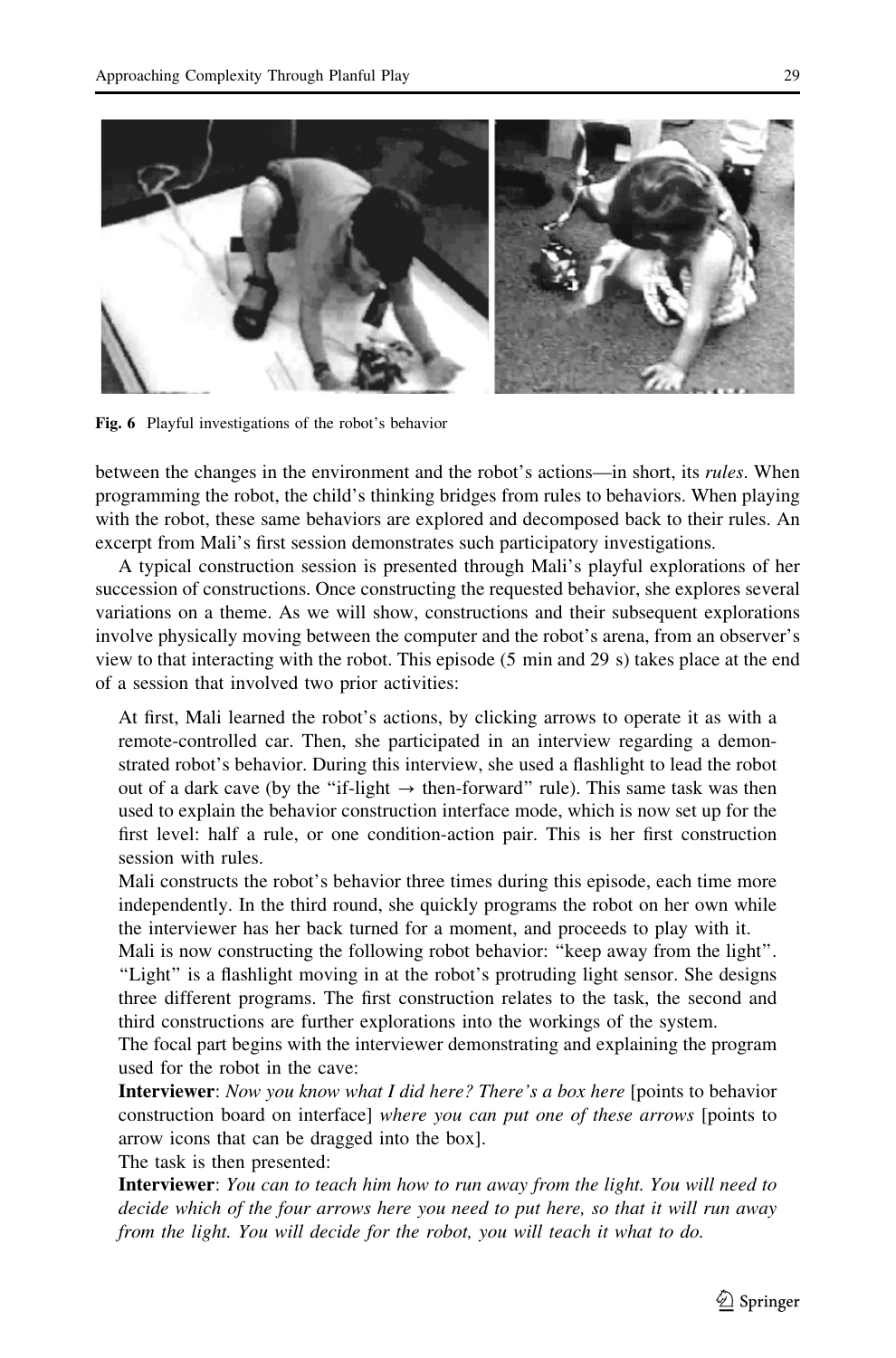Fig. 6 Playful investigations of the robot's behavior

between the changes in the environment and the robot's actions—in short, its *rules*. When programming the robot, the child's thinking bridges from rules to behaviors. When playing with the robot, these same behaviors are explored and decomposed back to their rules. An excerpt from Mali's first session demonstrates such participatory investigations.

A typical construction session is presented through Mali's playful explorations of her succession of constructions. Once constructing the requested behavior, she explores several variations on a theme. As we will show, constructions and their subsequent explorations involve physically moving between the computer and the robot's arena, from an observer's view to that interacting with the robot. This episode (5 min and 29 s) takes place at the end of a session that involved two prior activities:

> At first, Mali learned the robot's actions, by clicking arrows to operate it as with a remote-controlled car. Then, she participated in an interview regarding a demonstrated robot's behavior. During this interview, she used a flashlight to lead the robot out of a dark cave (by the "if-light → then-forward" rule). This same task was then used to explain the behavior construction interface mode, which is now set up for the first level: half a rule, or one condition-action pair. This is her first construction session with rules.
>
> Mali constructs the robot's behavior three times during this episode, each time more independently. In the third round, she quickly programs the robot on her own while the interviewer has her back turned for a moment, and proceeds to play with it.
>
> Mali is now constructing the following robot behavior: "keep away from the light". "Light" is a flashlight moving in at the robot's protruding light sensor. She designs three different programs. The first construction relates to the task, the second and third constructions are further explorations into the workings of the system.
>
> The focal part begins with the interviewer demonstrating and explaining the program used for the robot in the cave:
>
> **Interviewer**: *Now you know what I did here? There's a box here* [points to behavior construction board on interface] *where you can put one of these arrows* [points to arrow icons that can be dragged into the box].
>
> The task is then presented:
>
> **Interviewer**: *You can to teach him how to run away from the light. You will need to decide which of the four arrows here you need to put here, so that it will run away from the light. You will decide for the robot, you will teach it what to do.*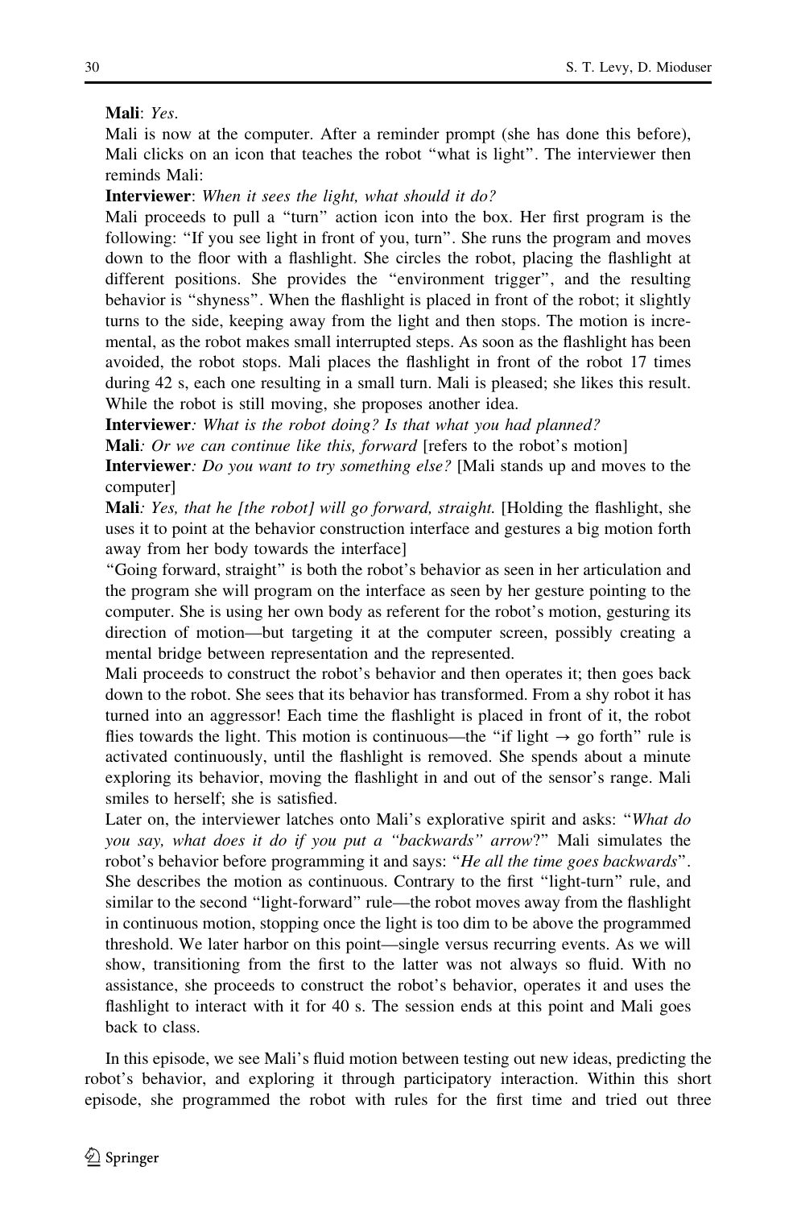**Mali**: *Yes*.

Mali is now at the computer. After a reminder prompt (she has done this before), Mali clicks on an icon that teaches the robot "what is light". The interviewer then reminds Mali:

**Interviewer**: *When it sees the light, what should it do?*

Mali proceeds to pull a "turn" action icon into the box. Her first program is the following: "If you see light in front of you, turn". She runs the program and moves down to the floor with a flashlight. She circles the robot, placing the flashlight at different positions. She provides the "environment trigger", and the resulting behavior is "shyness". When the flashlight is placed in front of the robot; it slightly turns to the side, keeping away from the light and then stops. The motion is incremental, as the robot makes small interrupted steps. As soon as the flashlight has been avoided, the robot stops. Mali places the flashlight in front of the robot 17 times during 42 s, each one resulting in a small turn. Mali is pleased; she likes this result. While the robot is still moving, she proposes another idea.

**Interviewer**: *What is the robot doing? Is that what you had planned?*

**Mali**: *Or we can continue like this, forward* [refers to the robot's motion]

**Interviewer**: *Do you want to try something else?* [Mali stands up and moves to the computer]

**Mali**: *Yes, that he [the robot] will go forward, straight.* [Holding the flashlight, she uses it to point at the behavior construction interface and gestures a big motion forth away from her body towards the interface]

"Going forward, straight" is both the robot's behavior as seen in her articulation and the program she will program on the interface as seen by her gesture pointing to the computer. She is using her own body as referent for the robot's motion, gesturing its direction of motion—but targeting it at the computer screen, possibly creating a mental bridge between representation and the represented.

Mali proceeds to construct the robot's behavior and then operates it; then goes back down to the robot. She sees that its behavior has transformed. From a shy robot it has turned into an aggressor! Each time the flashlight is placed in front of it, the robot flies towards the light. This motion is continuous—the "if light → go forth" rule is activated continuously, until the flashlight is removed. She spends about a minute exploring its behavior, moving the flashlight in and out of the sensor's range. Mali smiles to herself; she is satisfied.

Later on, the interviewer latches onto Mali's explorative spirit and asks: "*What do you say, what does it do if you put a "backwards" arrow?*" Mali simulates the robot's behavior before programming it and says: "*He all the time goes backwards*". She describes the motion as continuous. Contrary to the first "light-turn" rule, and similar to the second "light-forward" rule—the robot moves away from the flashlight in continuous motion, stopping once the light is too dim to be above the programmed threshold. We later harbor on this point—single versus recurring events. As we will show, transitioning from the first to the latter was not always so fluid. With no assistance, she proceeds to construct the robot's behavior, operates it and uses the flashlight to interact with it for 40 s. The session ends at this point and Mali goes back to class.

In this episode, we see Mali's fluid motion between testing out new ideas, predicting the robot's behavior, and exploring it through participatory interaction. Within this short episode, she programmed the robot with rules for the first time and tried out three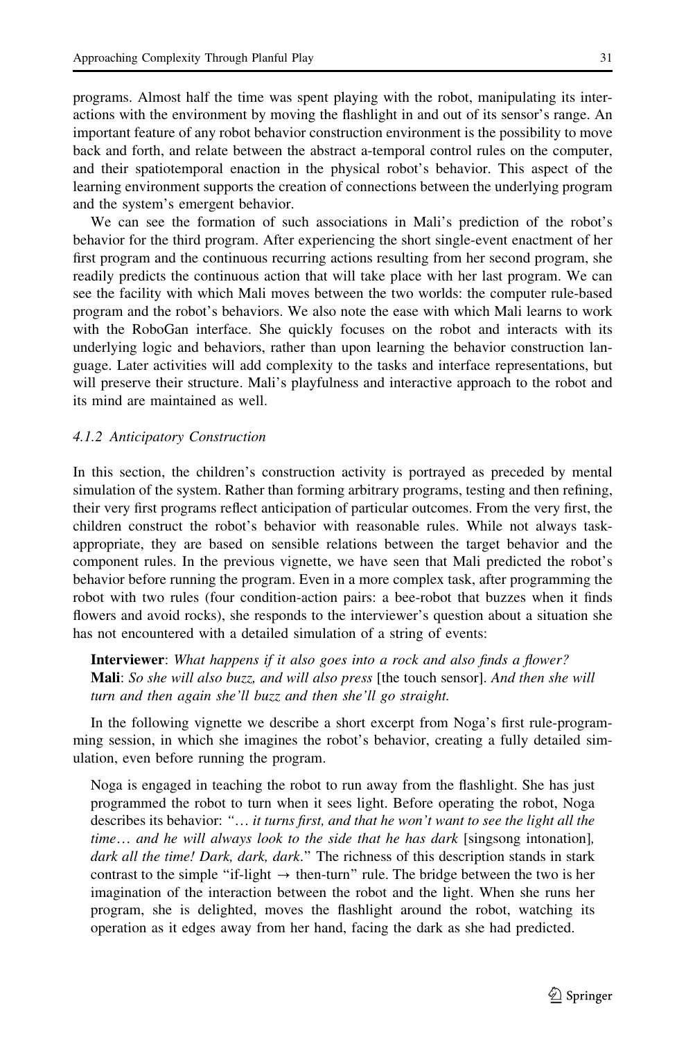programs. Almost half the time was spent playing with the robot, manipulating its interactions with the environment by moving the flashlight in and out of its sensor's range. An important feature of any robot behavior construction environment is the possibility to move back and forth, and relate between the abstract a-temporal control rules on the computer, and their spatiotemporal enaction in the physical robot's behavior. This aspect of the learning environment supports the creation of connections between the underlying program and the system's emergent behavior.

We can see the formation of such associations in Mali's prediction of the robot's behavior for the third program. After experiencing the short single-event enactment of her first program and the continuous recurring actions resulting from her second program, she readily predicts the continuous action that will take place with her last program. We can see the facility with which Mali moves between the two worlds: the computer rule-based program and the robot's behaviors. We also note the ease with which Mali learns to work with the RoboGan interface. She quickly focuses on the robot and interacts with its underlying logic and behaviors, rather than upon learning the behavior construction language. Later activities will add complexity to the tasks and interface representations, but will preserve their structure. Mali's playfulness and interactive approach to the robot and its mind are maintained as well.

#### 4.1.2 Anticipatory Construction

In this section, the children's construction activity is portrayed as preceded by mental simulation of the system. Rather than forming arbitrary programs, testing and then refining, their very first programs reflect anticipation of particular outcomes. From the very first, the children construct the robot's behavior with reasonable rules. While not always task-appropriate, they are based on sensible relations between the target behavior and the component rules. In the previous vignette, we have seen that Mali predicted the robot's behavior before running the program. Even in a more complex task, after programming the robot with two rules (four condition-action pairs: a bee-robot that buzzes when it finds flowers and avoid rocks), she responds to the interviewer's question about a situation she has not encountered with a detailed simulation of a string of events:

> **Interviewer**: *What happens if it also goes into a rock and also finds a flower?*
> **Mali**: *So she will also buzz, and will also press* [the touch sensor]. *And then she will turn and then again she'll buzz and then she'll go straight.*

In the following vignette we describe a short excerpt from Noga's first rule-programming session, in which she imagines the robot's behavior, creating a fully detailed simulation, even before running the program.

> Noga is engaged in teaching the robot to run away from the flashlight. She has just programmed the robot to turn when it sees light. Before operating the robot, Noga describes its behavior: "*… it turns first, and that he won't want to see the light all the time… and he will always look to the side that he has dark* [singsong intonation]*, dark all the time! Dark, dark, dark*." The richness of this description stands in stark contrast to the simple "if-light → then-turn" rule. The bridge between the two is her imagination of the interaction between the robot and the light. When she runs her program, she is delighted, moves the flashlight around the robot, watching its operation as it edges away from her hand, facing the dark as she had predicted.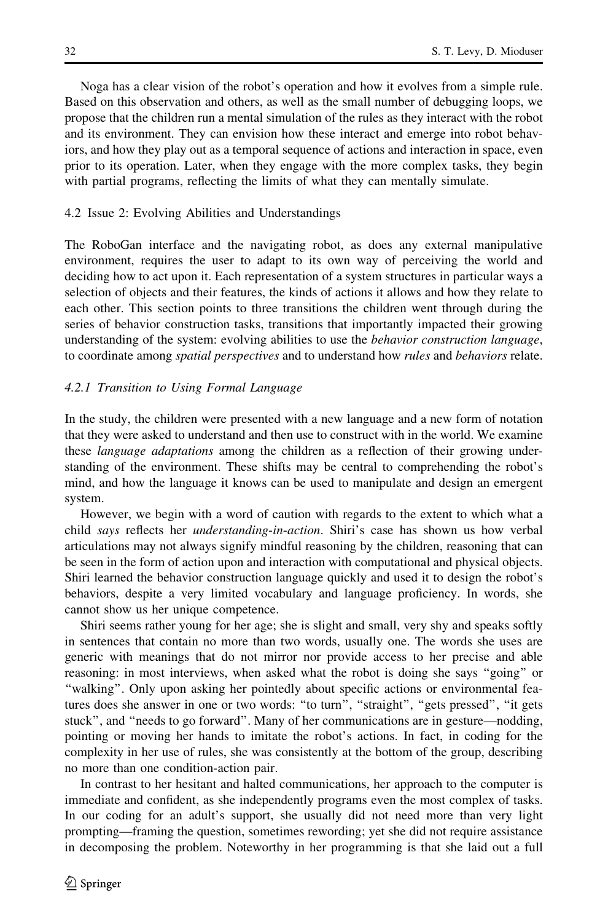Noga has a clear vision of the robot's operation and how it evolves from a simple rule. Based on this observation and others, as well as the small number of debugging loops, we propose that the children run a mental simulation of the rules as they interact with the robot and its environment. They can envision how these interact and emerge into robot behaviors, and how they play out as a temporal sequence of actions and interaction in space, even prior to its operation. Later, when they engage with the more complex tasks, they begin with partial programs, reflecting the limits of what they can mentally simulate.

## 4.2 Issue 2: Evolving Abilities and Understandings

The RoboGan interface and the navigating robot, as does any external manipulative environment, requires the user to adapt to its own way of perceiving the world and deciding how to act upon it. Each representation of a system structures in particular ways a selection of objects and their features, the kinds of actions it allows and how they relate to each other. This section points to three transitions the children went through during the series of behavior construction tasks, transitions that importantly impacted their growing understanding of the system: evolving abilities to use the *behavior construction language*, to coordinate among *spatial perspectives* and to understand how *rules* and *behaviors* relate.

### *4.2.1 Transition to Using Formal Language*

In the study, the children were presented with a new language and a new form of notation that they were asked to understand and then use to construct with in the world. We examine these *language adaptations* among the children as a reflection of their growing understanding of the environment. These shifts may be central to comprehending the robot's mind, and how the language it knows can be used to manipulate and design an emergent system.

However, we begin with a word of caution with regards to the extent to which what a child *says* reflects her *understanding-in-action*. Shiri's case has shown us how verbal articulations may not always signify mindful reasoning by the children, reasoning that can be seen in the form of action upon and interaction with computational and physical objects. Shiri learned the behavior construction language quickly and used it to design the robot's behaviors, despite a very limited vocabulary and language proficiency. In words, she cannot show us her unique competence.

Shiri seems rather young for her age; she is slight and small, very shy and speaks softly in sentences that contain no more than two words, usually one. The words she uses are generic with meanings that do not mirror nor provide access to her precise and able reasoning: in most interviews, when asked what the robot is doing she says "going" or "walking". Only upon asking her pointedly about specific actions or environmental features does she answer in one or two words: "to turn", "straight", "gets pressed", "it gets stuck", and "needs to go forward". Many of her communications are in gesture—nodding, pointing or moving her hands to imitate the robot's actions. In fact, in coding for the complexity in her use of rules, she was consistently at the bottom of the group, describing no more than one condition-action pair.

In contrast to her hesitant and halted communications, her approach to the computer is immediate and confident, as she independently programs even the most complex of tasks. In our coding for an adult's support, she usually did not need more than very light prompting—framing the question, sometimes rewording; yet she did not require assistance in decomposing the problem. Noteworthy in her programming is that she laid out a full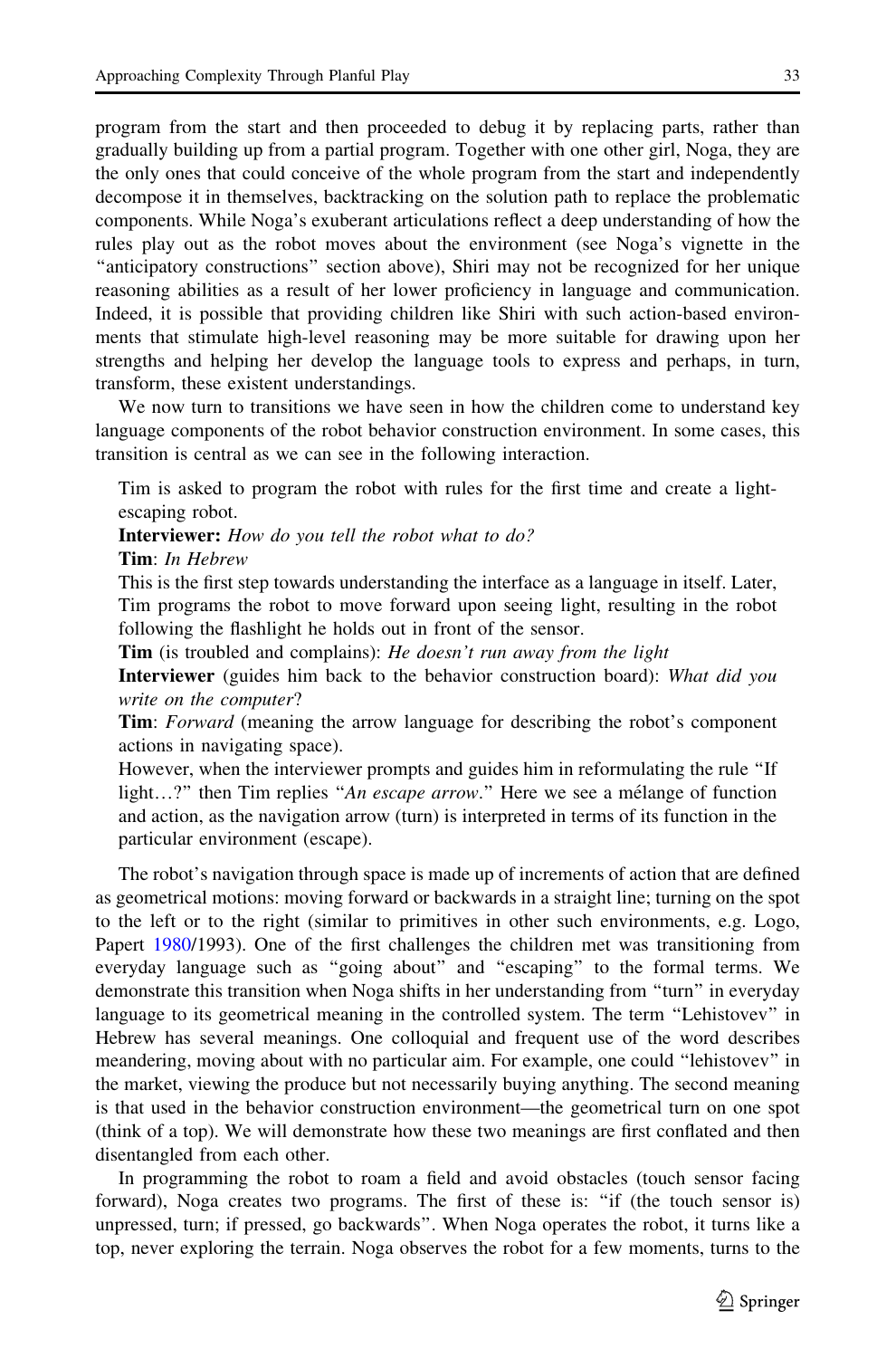program from the start and then proceeded to debug it by replacing parts, rather than gradually building up from a partial program. Together with one other girl, Noga, they are the only ones that could conceive of the whole program from the start and independently decompose it in themselves, backtracking on the solution path to replace the problematic components. While Noga's exuberant articulations reflect a deep understanding of how the rules play out as the robot moves about the environment (see Noga's vignette in the "anticipatory constructions" section above), Shiri may not be recognized for her unique reasoning abilities as a result of her lower proficiency in language and communication. Indeed, it is possible that providing children like Shiri with such action-based environments that stimulate high-level reasoning may be more suitable for drawing upon her strengths and helping her develop the language tools to express and perhaps, in turn, transform, these existent understandings.

We now turn to transitions we have seen in how the children come to understand key language components of the robot behavior construction environment. In some cases, this transition is central as we can see in the following interaction.

> Tim is asked to program the robot with rules for the first time and create a light-escaping robot.
>
> **Interviewer:** *How do you tell the robot what to do?*
>
> **Tim**: *In Hebrew*
>
> This is the first step towards understanding the interface as a language in itself. Later, Tim programs the robot to move forward upon seeing light, resulting in the robot following the flashlight he holds out in front of the sensor.
>
> **Tim** (is troubled and complains): *He doesn't run away from the light*
>
> **Interviewer** (guides him back to the behavior construction board): *What did you write on the computer*?
>
> **Tim**: *Forward* (meaning the arrow language for describing the robot's component actions in navigating space).
>
> However, when the interviewer prompts and guides him in reformulating the rule "If light…?" then Tim replies "*An escape arrow*." Here we see a mélange of function and action, as the navigation arrow (turn) is interpreted in terms of its function in the particular environment (escape).

The robot's navigation through space is made up of increments of action that are defined as geometrical motions: moving forward or backwards in a straight line; turning on the spot to the left or to the right (similar to primitives in other such environments, e.g. Logo, Papert 1980/1993). One of the first challenges the children met was transitioning from everyday language such as "going about" and "escaping" to the formal terms. We demonstrate this transition when Noga shifts in her understanding from "turn" in everyday language to its geometrical meaning in the controlled system. The term "Lehistovev" in Hebrew has several meanings. One colloquial and frequent use of the word describes meandering, moving about with no particular aim. For example, one could "lehistovev" in the market, viewing the produce but not necessarily buying anything. The second meaning is that used in the behavior construction environment—the geometrical turn on one spot (think of a top). We will demonstrate how these two meanings are first conflated and then disentangled from each other.

In programming the robot to roam a field and avoid obstacles (touch sensor facing forward), Noga creates two programs. The first of these is: "if (the touch sensor is) unpressed, turn; if pressed, go backwards". When Noga operates the robot, it turns like a top, never exploring the terrain. Noga observes the robot for a few moments, turns to the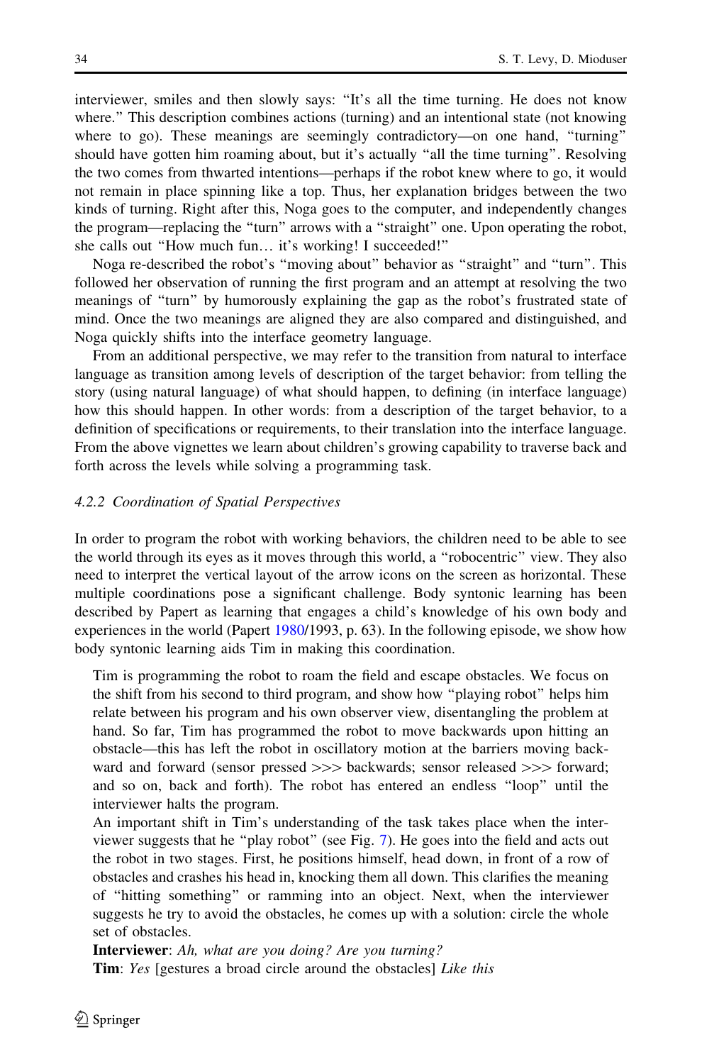interviewer, smiles and then slowly says: "It's all the time turning. He does not know where." This description combines actions (turning) and an intentional state (not knowing where to go). These meanings are seemingly contradictory—on one hand, "turning" should have gotten him roaming about, but it's actually "all the time turning". Resolving the two comes from thwarted intentions—perhaps if the robot knew where to go, it would not remain in place spinning like a top. Thus, her explanation bridges between the two kinds of turning. Right after this, Noga goes to the computer, and independently changes the program—replacing the "turn" arrows with a "straight" one. Upon operating the robot, she calls out "How much fun… it's working! I succeeded!"

Noga re-described the robot's "moving about" behavior as "straight" and "turn". This followed her observation of running the first program and an attempt at resolving the two meanings of "turn" by humorously explaining the gap as the robot's frustrated state of mind. Once the two meanings are aligned they are also compared and distinguished, and Noga quickly shifts into the interface geometry language.

From an additional perspective, we may refer to the transition from natural to interface language as transition among levels of description of the target behavior: from telling the story (using natural language) of what should happen, to defining (in interface language) how this should happen. In other words: from a description of the target behavior, to a definition of specifications or requirements, to their translation into the interface language. From the above vignettes we learn about children's growing capability to traverse back and forth across the levels while solving a programming task.

#### *4.2.2 Coordination of Spatial Perspectives*

In order to program the robot with working behaviors, the children need to be able to see the world through its eyes as it moves through this world, a "robocentric" view. They also need to interpret the vertical layout of the arrow icons on the screen as horizontal. These multiple coordinations pose a significant challenge. Body syntonic learning has been described by Papert as learning that engages a child's knowledge of his own body and experiences in the world (Papert 1980/1993, p. 63). In the following episode, we show how body syntonic learning aids Tim in making this coordination.

> Tim is programming the robot to roam the field and escape obstacles. We focus on the shift from his second to third program, and show how "playing robot" helps him relate between his program and his own observer view, disentangling the problem at hand. So far, Tim has programmed the robot to move backwards upon hitting an obstacle—this has left the robot in oscillatory motion at the barriers moving backward and forward (sensor pressed >>> backwards; sensor released >>> forward; and so on, back and forth). The robot has entered an endless "loop" until the interviewer halts the program.
>
> An important shift in Tim's understanding of the task takes place when the interviewer suggests that he "play robot" (see Fig. 7). He goes into the field and acts out the robot in two stages. First, he positions himself, head down, in front of a row of obstacles and crashes his head in, knocking them all down. This clarifies the meaning of "hitting something" or ramming into an object. Next, when the interviewer suggests he try to avoid the obstacles, he comes up with a solution: circle the whole set of obstacles.
>
> **Interviewer**: *Ah, what are you doing? Are you turning?*
>
> **Tim**: *Yes* [gestures a broad circle around the obstacles] *Like this*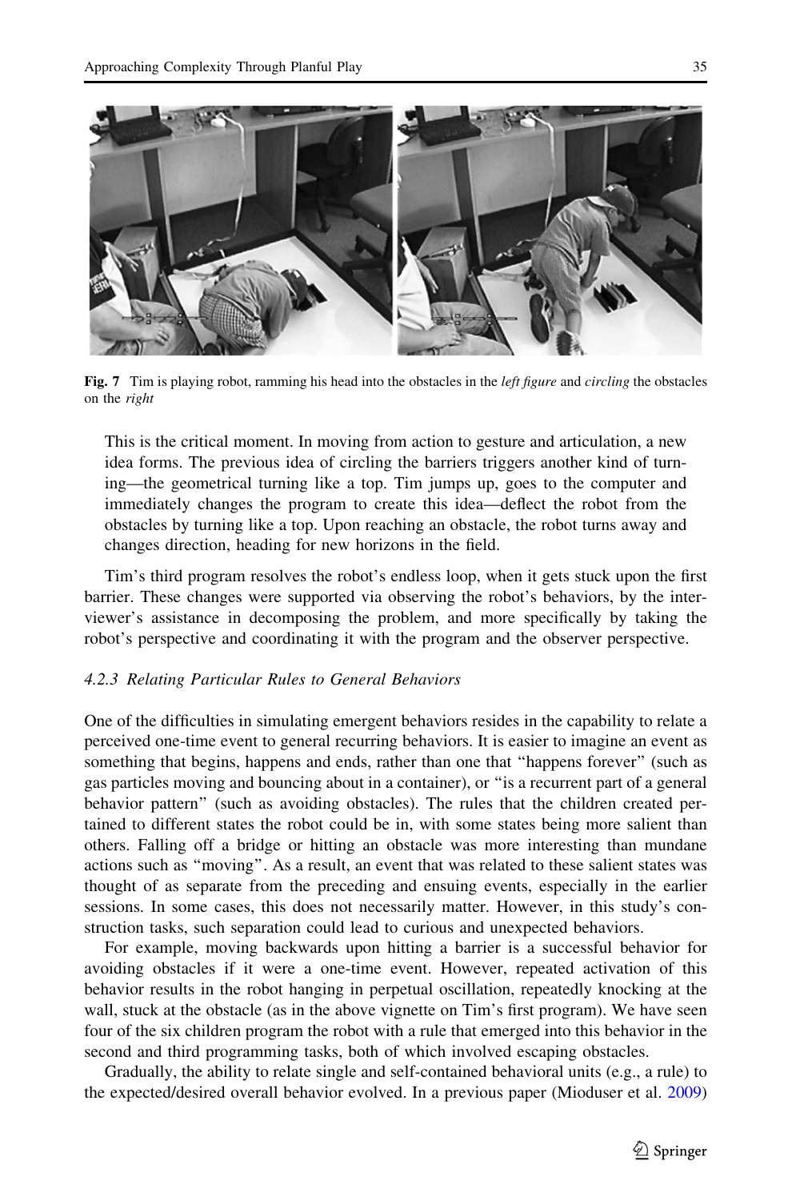**Fig. 7** Tim is playing robot, ramming his head into the obstacles in the *left figure* and *circling* the obstacles on the *right*

> This is the critical moment. In moving from action to gesture and articulation, a new idea forms. The previous idea of circling the barriers triggers another kind of turning—the geometrical turning like a top. Tim jumps up, goes to the computer and immediately changes the program to create this idea—deflect the robot from the obstacles by turning like a top. Upon reaching an obstacle, the robot turns away and changes direction, heading for new horizons in the field.

Tim's third program resolves the robot's endless loop, when it gets stuck upon the first barrier. These changes were supported via observing the robot's behaviors, by the interviewer's assistance in decomposing the problem, and more specifically by taking the robot's perspective and coordinating it with the program and the observer perspective.

### *4.2.3 Relating Particular Rules to General Behaviors*

One of the difficulties in simulating emergent behaviors resides in the capability to relate a perceived one-time event to general recurring behaviors. It is easier to imagine an event as something that begins, happens and ends, rather than one that "happens forever" (such as gas particles moving and bouncing about in a container), or "is a recurrent part of a general behavior pattern" (such as avoiding obstacles). The rules that the children created pertained to different states the robot could be in, with some states being more salient than others. Falling off a bridge or hitting an obstacle was more interesting than mundane actions such as "moving". As a result, an event that was related to these salient states was thought of as separate from the preceding and ensuing events, especially in the earlier sessions. In some cases, this does not necessarily matter. However, in this study's construction tasks, such separation could lead to curious and unexpected behaviors.

For example, moving backwards upon hitting a barrier is a successful behavior for avoiding obstacles if it were a one-time event. However, repeated activation of this behavior results in the robot hanging in perpetual oscillation, repeatedly knocking at the wall, stuck at the obstacle (as in the above vignette on Tim's first program). We have seen four of the six children program the robot with a rule that emerged into this behavior in the second and third programming tasks, both of which involved escaping obstacles.

Gradually, the ability to relate single and self-contained behavioral units (e.g., a rule) to the expected/desired overall behavior evolved. In a previous paper (Mioduser et al. 2009)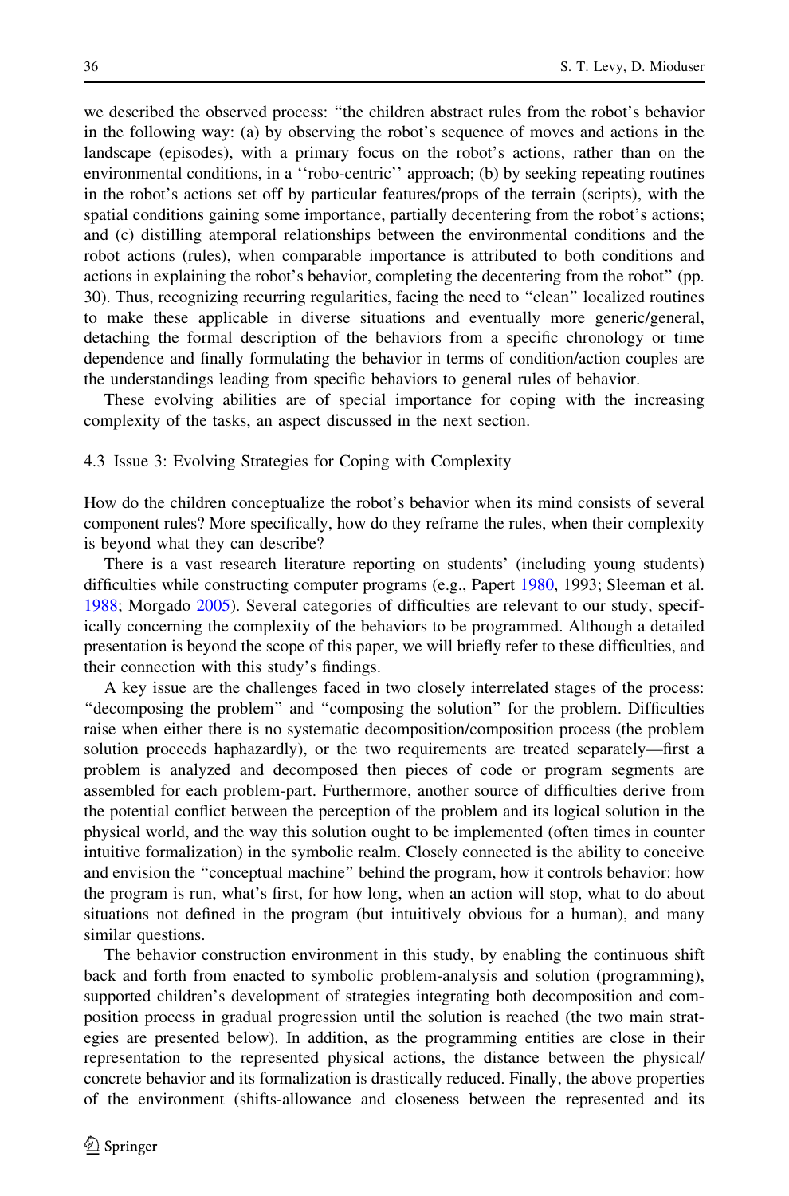we described the observed process: "the children abstract rules from the robot's behavior in the following way: (a) by observing the robot's sequence of moves and actions in the landscape (episodes), with a primary focus on the robot's actions, rather than on the environmental conditions, in a ''robo-centric'' approach; (b) by seeking repeating routines in the robot's actions set off by particular features/props of the terrain (scripts), with the spatial conditions gaining some importance, partially decentering from the robot's actions; and (c) distilling atemporal relationships between the environmental conditions and the robot actions (rules), when comparable importance is attributed to both conditions and actions in explaining the robot's behavior, completing the decentering from the robot" (pp. 30). Thus, recognizing recurring regularities, facing the need to "clean" localized routines to make these applicable in diverse situations and eventually more generic/general, detaching the formal description of the behaviors from a specific chronology or time dependence and finally formulating the behavior in terms of condition/action couples are the understandings leading from specific behaviors to general rules of behavior.

These evolving abilities are of special importance for coping with the increasing complexity of the tasks, an aspect discussed in the next section.

### 4.3 Issue 3: Evolving Strategies for Coping with Complexity

How do the children conceptualize the robot's behavior when its mind consists of several component rules? More specifically, how do they reframe the rules, when their complexity is beyond what they can describe?

There is a vast research literature reporting on students' (including young students) difficulties while constructing computer programs (e.g., Papert 1980, 1993; Sleeman et al. 1988; Morgado 2005). Several categories of difficulties are relevant to our study, specifically concerning the complexity of the behaviors to be programmed. Although a detailed presentation is beyond the scope of this paper, we will briefly refer to these difficulties, and their connection with this study's findings.

A key issue are the challenges faced in two closely interrelated stages of the process: "decomposing the problem" and "composing the solution" for the problem. Difficulties raise when either there is no systematic decomposition/composition process (the problem solution proceeds haphazardly), or the two requirements are treated separately—first a problem is analyzed and decomposed then pieces of code or program segments are assembled for each problem-part. Furthermore, another source of difficulties derive from the potential conflict between the perception of the problem and its logical solution in the physical world, and the way this solution ought to be implemented (often times in counter intuitive formalization) in the symbolic realm. Closely connected is the ability to conceive and envision the "conceptual machine" behind the program, how it controls behavior: how the program is run, what's first, for how long, when an action will stop, what to do about situations not defined in the program (but intuitively obvious for a human), and many similar questions.

The behavior construction environment in this study, by enabling the continuous shift back and forth from enacted to symbolic problem-analysis and solution (programming), supported children's development of strategies integrating both decomposition and composition process in gradual progression until the solution is reached (the two main strategies are presented below). In addition, as the programming entities are close in their representation to the represented physical actions, the distance between the physical/concrete behavior and its formalization is drastically reduced. Finally, the above properties of the environment (shifts-allowance and closeness between the represented and its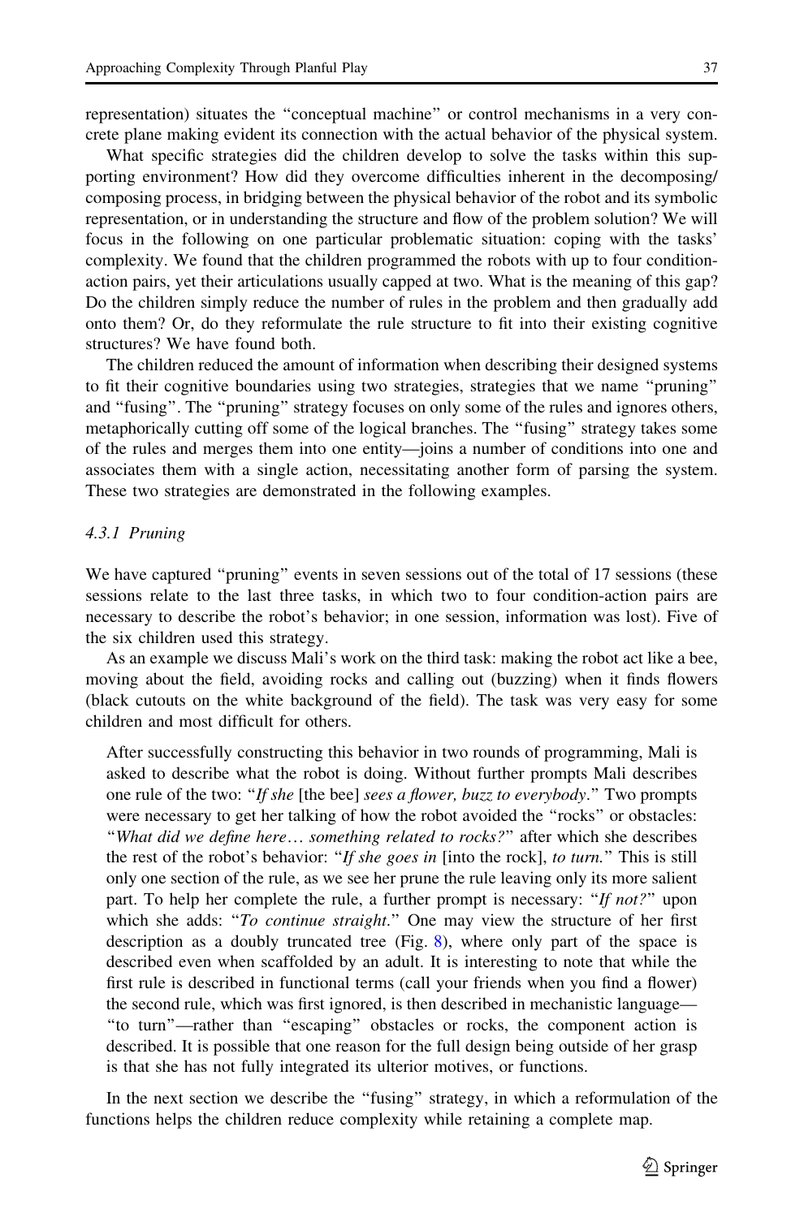representation) situates the "conceptual machine" or control mechanisms in a very concrete plane making evident its connection with the actual behavior of the physical system.

What specific strategies did the children develop to solve the tasks within this supporting environment? How did they overcome difficulties inherent in the decomposing/composing process, in bridging between the physical behavior of the robot and its symbolic representation, or in understanding the structure and flow of the problem solution? We will focus in the following on one particular problematic situation: coping with the tasks' complexity. We found that the children programmed the robots with up to four condition-action pairs, yet their articulations usually capped at two. What is the meaning of this gap? Do the children simply reduce the number of rules in the problem and then gradually add onto them? Or, do they reformulate the rule structure to fit into their existing cognitive structures? We have found both.

The children reduced the amount of information when describing their designed systems to fit their cognitive boundaries using two strategies, strategies that we name "pruning" and "fusing". The "pruning" strategy focuses on only some of the rules and ignores others, metaphorically cutting off some of the logical branches. The "fusing" strategy takes some of the rules and merges them into one entity—joins a number of conditions into one and associates them with a single action, necessitating another form of parsing the system. These two strategies are demonstrated in the following examples.

#### *4.3.1 Pruning*

We have captured "pruning" events in seven sessions out of the total of 17 sessions (these sessions relate to the last three tasks, in which two to four condition-action pairs are necessary to describe the robot's behavior; in one session, information was lost). Five of the six children used this strategy.

As an example we discuss Mali's work on the third task: making the robot act like a bee, moving about the field, avoiding rocks and calling out (buzzing) when it finds flowers (black cutouts on the white background of the field). The task was very easy for some children and most difficult for others.

> After successfully constructing this behavior in two rounds of programming, Mali is asked to describe what the robot is doing. Without further prompts Mali describes one rule of the two: "*If she* [the bee] *sees a flower, buzz to everybody*." Two prompts were necessary to get her talking of how the robot avoided the "rocks" or obstacles: "*What did we define here… something related to rocks?*" after which she describes the rest of the robot's behavior: "*If she goes in* [into the rock], *to turn.*" This is still only one section of the rule, as we see her prune the rule leaving only its more salient part. To help her complete the rule, a further prompt is necessary: "*If not?*" upon which she adds: "*To continue straight*." One may view the structure of her first description as a doubly truncated tree (Fig. 8), where only part of the space is described even when scaffolded by an adult. It is interesting to note that while the first rule is described in functional terms (call your friends when you find a flower) the second rule, which was first ignored, is then described in mechanistic language—"to turn"—rather than "escaping" obstacles or rocks, the component action is described. It is possible that one reason for the full design being outside of her grasp is that she has not fully integrated its ulterior motives, or functions.

In the next section we describe the "fusing" strategy, in which a reformulation of the functions helps the children reduce complexity while retaining a complete map.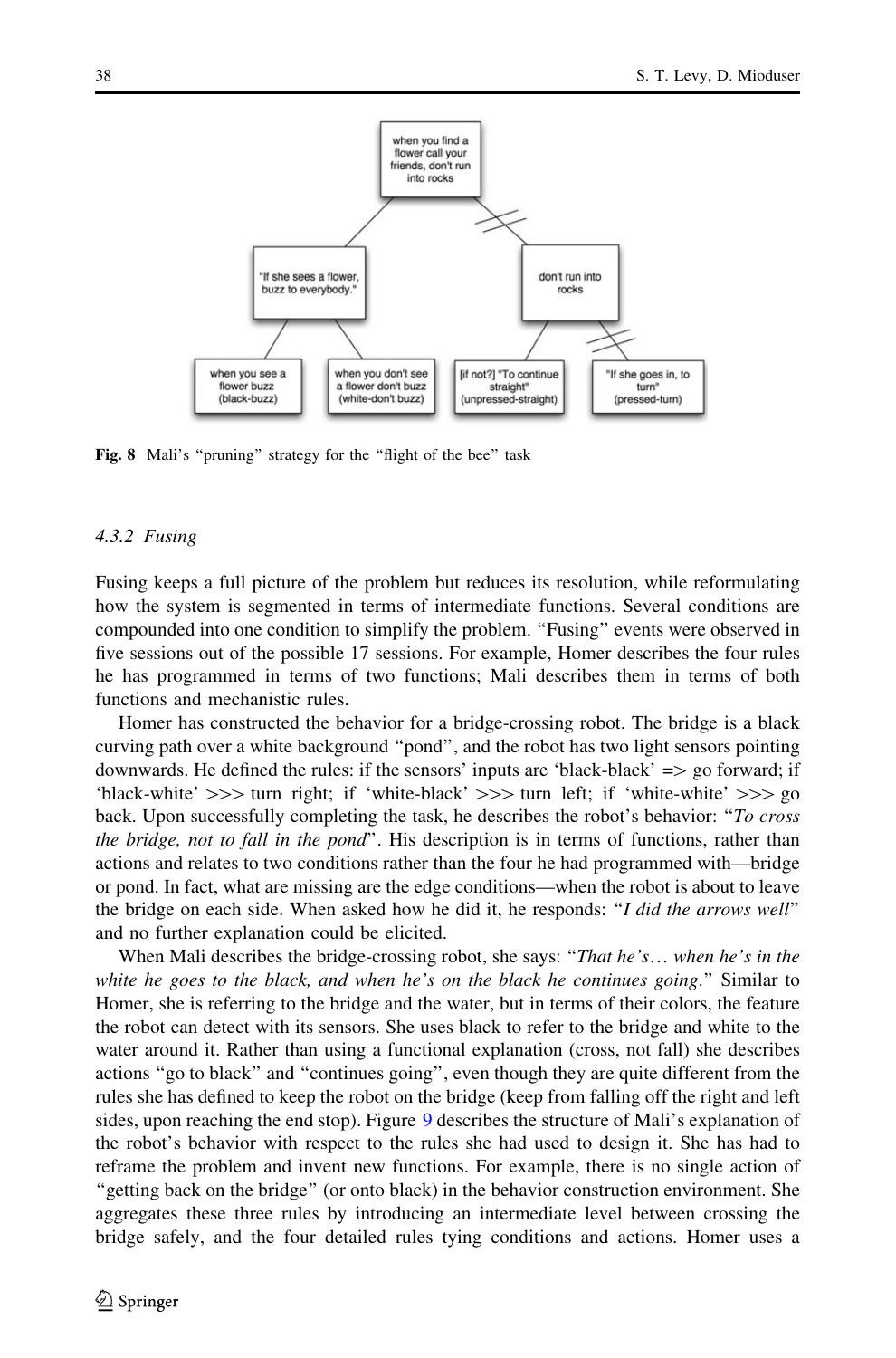Fig. 8 Mali's "pruning" strategy for the "flight of the bee" task

### 4.3.2 Fusing

Fusing keeps a full picture of the problem but reduces its resolution, while reformulating how the system is segmented in terms of intermediate functions. Several conditions are compounded into one condition to simplify the problem. "Fusing" events were observed in five sessions out of the possible 17 sessions. For example, Homer describes the four rules he has programmed in terms of two functions; Mali describes them in terms of both functions and mechanistic rules.

Homer has constructed the behavior for a bridge-crossing robot. The bridge is a black curving path over a white background "pond", and the robot has two light sensors pointing downwards. He defined the rules: if the sensors' inputs are 'black-black' => go forward; if 'black-white' >>> turn right; if 'white-black' >>> turn left; if 'white-white' >>> go back. Upon successfully completing the task, he describes the robot's behavior: "*To cross the bridge, not to fall in the pond*". His description is in terms of functions, rather than actions and relates to two conditions rather than the four he had programmed with—bridge or pond. In fact, what are missing are the edge conditions—when the robot is about to leave the bridge on each side. When asked how he did it, he responds: "*I did the arrows well*" and no further explanation could be elicited.

When Mali describes the bridge-crossing robot, she says: "*That he's… when he's in the white he goes to the black, and when he's on the black he continues going*." Similar to Homer, she is referring to the bridge and the water, but in terms of their colors, the feature the robot can detect with its sensors. She uses black to refer to the bridge and white to the water around it. Rather than using a functional explanation (cross, not fall) she describes actions "go to black" and "continues going", even though they are quite different from the rules she has defined to keep the robot on the bridge (keep from falling off the right and left sides, upon reaching the end stop). Figure 9 describes the structure of Mali's explanation of the robot's behavior with respect to the rules she had used to design it. She has had to reframe the problem and invent new functions. For example, there is no single action of "getting back on the bridge" (or onto black) in the behavior construction environment. She aggregates these three rules by introducing an intermediate level between crossing the bridge safely, and the four detailed rules tying conditions and actions. Homer uses a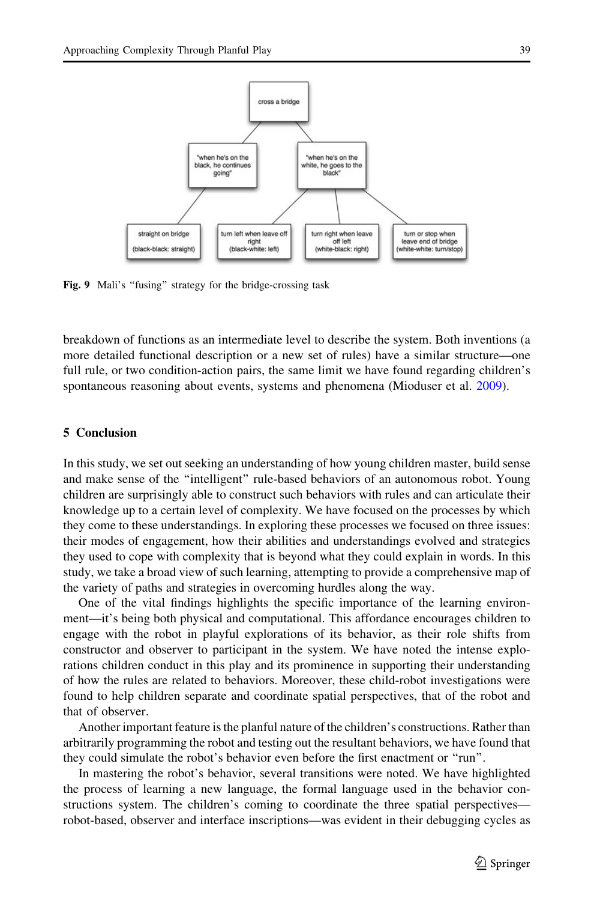cross a bridge

"when he's on the black, he continues going"

"when he's on the white, he goes to the black"

straight on bridge (black-black: straight)

turn left when leave off right (black-white: left)

turn right when leave off left (white-black: right)

turn or stop when leave end of bridge (white-white: turn/stop)

**Fig. 9** Mali's "fusing" strategy for the bridge-crossing task

breakdown of functions as an intermediate level to describe the system. Both inventions (a more detailed functional description or a new set of rules) have a similar structure—one full rule, or two condition-action pairs, the same limit we have found regarding children's spontaneous reasoning about events, systems and phenomena (Mioduser et al. 2009).

## 5 Conclusion

In this study, we set out seeking an understanding of how young children master, build sense and make sense of the "intelligent" rule-based behaviors of an autonomous robot. Young children are surprisingly able to construct such behaviors with rules and can articulate their knowledge up to a certain level of complexity. We have focused on the processes by which they come to these understandings. In exploring these processes we focused on three issues: their modes of engagement, how their abilities and understandings evolved and strategies they used to cope with complexity that is beyond what they could explain in words. In this study, we take a broad view of such learning, attempting to provide a comprehensive map of the variety of paths and strategies in overcoming hurdles along the way.

One of the vital findings highlights the specific importance of the learning environment—it's being both physical and computational. This affordance encourages children to engage with the robot in playful explorations of its behavior, as their role shifts from constructor and observer to participant in the system. We have noted the intense explorations children conduct in this play and its prominence in supporting their understanding of how the rules are related to behaviors. Moreover, these child-robot investigations were found to help children separate and coordinate spatial perspectives, that of the robot and that of observer.

Another important feature is the planful nature of the children's constructions. Rather than arbitrarily programming the robot and testing out the resultant behaviors, we have found that they could simulate the robot's behavior even before the first enactment or "run".

In mastering the robot's behavior, several transitions were noted. We have highlighted the process of learning a new language, the formal language used in the behavior constructions system. The children's coming to coordinate the three spatial perspectives—robot-based, observer and interface inscriptions—was evident in their debugging cycles as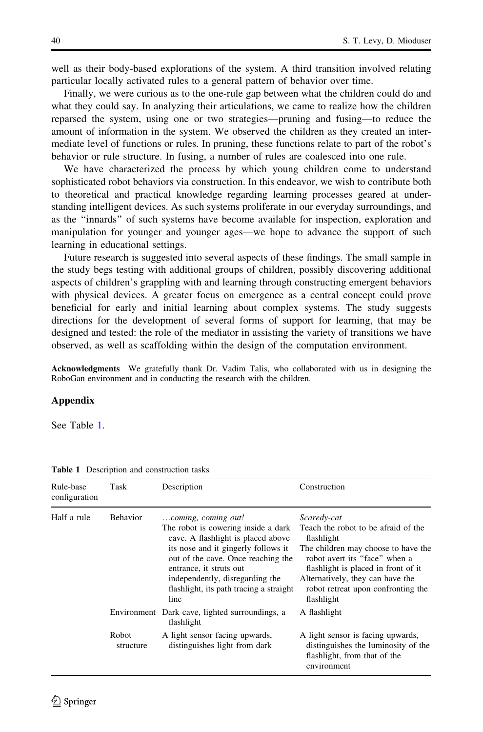well as their body-based explorations of the system. A third transition involved relating particular locally activated rules to a general pattern of behavior over time.

Finally, we were curious as to the one-rule gap between what the children could do and what they could say. In analyzing their articulations, we came to realize how the children reparsed the system, using one or two strategies—pruning and fusing—to reduce the amount of information in the system. We observed the children as they created an intermediate level of functions or rules. In pruning, these functions relate to part of the robot's behavior or rule structure. In fusing, a number of rules are coalesced into one rule.

We have characterized the process by which young children come to understand sophisticated robot behaviors via construction. In this endeavor, we wish to contribute both to theoretical and practical knowledge regarding learning processes geared at understanding intelligent devices. As such systems proliferate in our everyday surroundings, and as the "innards" of such systems have become available for inspection, exploration and manipulation for younger and younger ages—we hope to advance the support of such learning in educational settings.

Future research is suggested into several aspects of these findings. The small sample in the study begs testing with additional groups of children, possibly discovering additional aspects of children's grappling with and learning through constructing emergent behaviors with physical devices. A greater focus on emergence as a central concept could prove beneficial for early and initial learning about complex systems. The study suggests directions for the development of several forms of support for learning, that may be designed and tested: the role of the mediator in assisting the variety of transitions we have observed, as well as scaffolding within the design of the computation environment.

**Acknowledgments** We gratefully thank Dr. Vadim Talis, who collaborated with us in designing the RoboGan environment and in conducting the research with the children.

## Appendix

See Table 1.

**Table 1** Description and construction tasks

| Rule-base configuration | Task | Description | Construction |
|---|---|---|---|
| Half a rule | Behavior | *…coming, coming out!* The robot is cowering inside a dark cave. A flashlight is placed above its nose and it gingerly follows it out of the cave. Once reaching the entrance, it struts out independently, disregarding the flashlight, its path tracing a straight line | *Scaredy-cat* Teach the robot to be afraid of the flashlight The children may choose to have the robot avert its "face" when a flashlight is placed in front of it Alternatively, they can have the robot retreat upon confronting the flashlight |
| | Environment | Dark cave, lighted surroundings, a flashlight | A flashlight |
| | Robot structure | A light sensor facing upwards, distinguishes light from dark | A light sensor is facing upwards, distinguishes the luminosity of the flashlight, from that of the environment |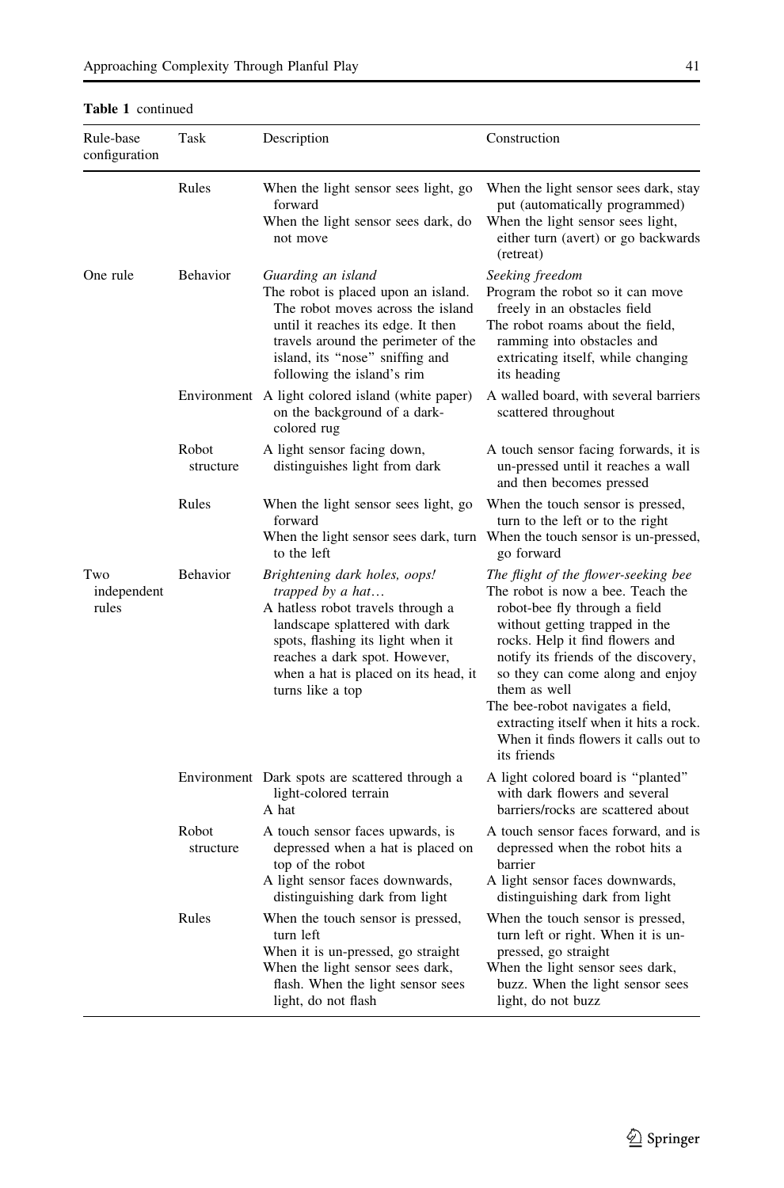**Table 1** continued

| Rule-base configuration | Task | Description | Construction |
|---|---|---|---|
| | Rules | When the light sensor sees light, go forward<br>When the light sensor sees dark, do not move | When the light sensor sees dark, stay put (automatically programmed)<br>When the light sensor sees light, either turn (avert) or go backwards (retreat) |
| One rule | Behavior | *Guarding an island*<br>The robot is placed upon an island. The robot moves across the island until it reaches its edge. It then travels around the perimeter of the island, its "nose" sniffing and following the island's rim | *Seeking freedom*<br>Program the robot so it can move freely in an obstacles field<br>The robot roams about the field, ramming into obstacles and extricating itself, while changing its heading |
| | Environment | A light colored island (white paper) on the background of a dark-colored rug | A walled board, with several barriers scattered throughout |
| | Robot structure | A light sensor facing down, distinguishes light from dark | A touch sensor facing forwards, it is un-pressed until it reaches a wall and then becomes pressed |
| | Rules | When the light sensor sees light, go forward<br>When the light sensor sees dark, turn to the left | When the touch sensor is pressed, turn to the left or to the right<br>When the touch sensor is un-pressed, go forward |
| Two independent rules | Behavior | *Brightening dark holes, oops! trapped by a hat…*<br>A hatless robot travels through a landscape splattered with dark spots, flashing its light when it reaches a dark spot. However, when a hat is placed on its head, it turns like a top | *The flight of the flower-seeking bee*<br>The robot is now a bee. Teach the robot-bee fly through a field without getting trapped in the rocks. Help it find flowers and notify its friends of the discovery, so they can come along and enjoy them as well<br>The bee-robot navigates a field, extracting itself when it hits a rock. When it finds flowers it calls out to its friends |
| | Environment | Dark spots are scattered through a light-colored terrain<br>A hat | A light colored board is "planted" with dark flowers and several barriers/rocks are scattered about |
| | Robot structure | A touch sensor faces upwards, is depressed when a hat is placed on top of the robot<br>A light sensor faces downwards, distinguishing dark from light | A touch sensor faces forward, and is depressed when the robot hits a barrier<br>A light sensor faces downwards, distinguishing dark from light |
| | Rules | When the touch sensor is pressed, turn left<br>When it is un-pressed, go straight<br>When the light sensor sees dark, flash. When the light sensor sees light, do not flash | When the touch sensor is pressed, turn left or right. When it is un-pressed, go straight<br>When the light sensor sees dark, buzz. When the light sensor sees light, do not buzz |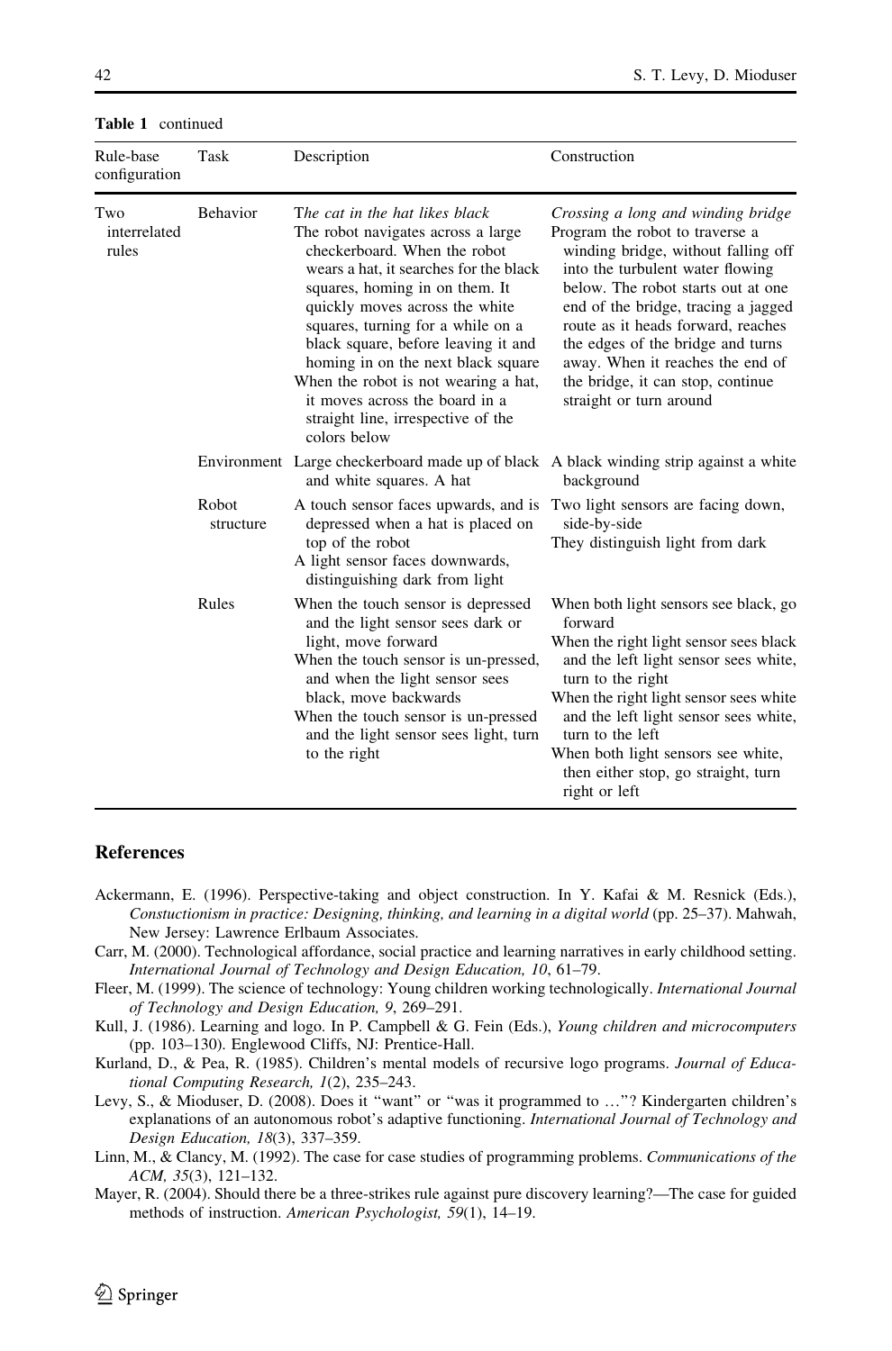**Table 1** continued

| Rule-base configuration | Task | Description | Construction |
|---|---|---|---|
| Two interrelated rules | Behavior | *The cat in the hat likes black*<br>The robot navigates across a large checkerboard. When the robot wears a hat, it searches for the black squares, homing in on them. It quickly moves across the white squares, turning for a while on a black square, before leaving it and homing in on the next black square<br>When the robot is not wearing a hat, it moves across the board in a straight line, irrespective of the colors below | *Crossing a long and winding bridge*<br>Program the robot to traverse a winding bridge, without falling off into the turbulent water flowing below. The robot starts out at one end of the bridge, tracing a jagged route as it heads forward, reaches the edges of the bridge and turns away. When it reaches the end of the bridge, it can stop, continue straight or turn around |
| | Environment | Large checkerboard made up of black and white squares. A hat | A black winding strip against a white background |
| | Robot structure | A touch sensor faces upwards, and is depressed when a hat is placed on top of the robot<br>A light sensor faces downwards, distinguishing dark from light | Two light sensors are facing down, side-by-side<br>They distinguish light from dark |
| | Rules | When the touch sensor is depressed and the light sensor sees dark or light, move forward<br>When the touch sensor is un-pressed, and when the light sensor sees black, move backwards<br>When the touch sensor is un-pressed and the light sensor sees light, turn to the right | When both light sensors see black, go forward<br>When the right light sensor sees black and the left light sensor sees white, turn to the right<br>When the right light sensor sees white and the left light sensor sees white, turn to the left<br>When both light sensors see white, then either stop, go straight, turn right or left |

## References

Ackermann, E. (1996). Perspective-taking and object construction. In Y. Kafai & M. Resnick (Eds.), *Constuctionism in practice: Designing, thinking, and learning in a digital world* (pp. 25–37). Mahwah, New Jersey: Lawrence Erlbaum Associates.

Carr, M. (2000). Technological affordance, social practice and learning narratives in early childhood setting. *International Journal of Technology and Design Education, 10*, 61–79.

Fleer, M. (1999). The science of technology: Young children working technologically. *International Journal of Technology and Design Education, 9*, 269–291.

Kull, J. (1986). Learning and logo. In P. Campbell & G. Fein (Eds.), *Young children and microcomputers* (pp. 103–130). Englewood Cliffs, NJ: Prentice-Hall.

Kurland, D., & Pea, R. (1985). Children's mental models of recursive logo programs. *Journal of Educational Computing Research, 1*(2), 235–243.

Levy, S., & Mioduser, D. (2008). Does it "want" or "was it programmed to …"? Kindergarten children's explanations of an autonomous robot's adaptive functioning. *International Journal of Technology and Design Education, 18*(3), 337–359.

Linn, M., & Clancy, M. (1992). The case for case studies of programming problems. *Communications of the ACM, 35*(3), 121–132.

Mayer, R. (2004). Should there be a three-strikes rule against pure discovery learning?—The case for guided methods of instruction. *American Psychologist, 59*(1), 14–19.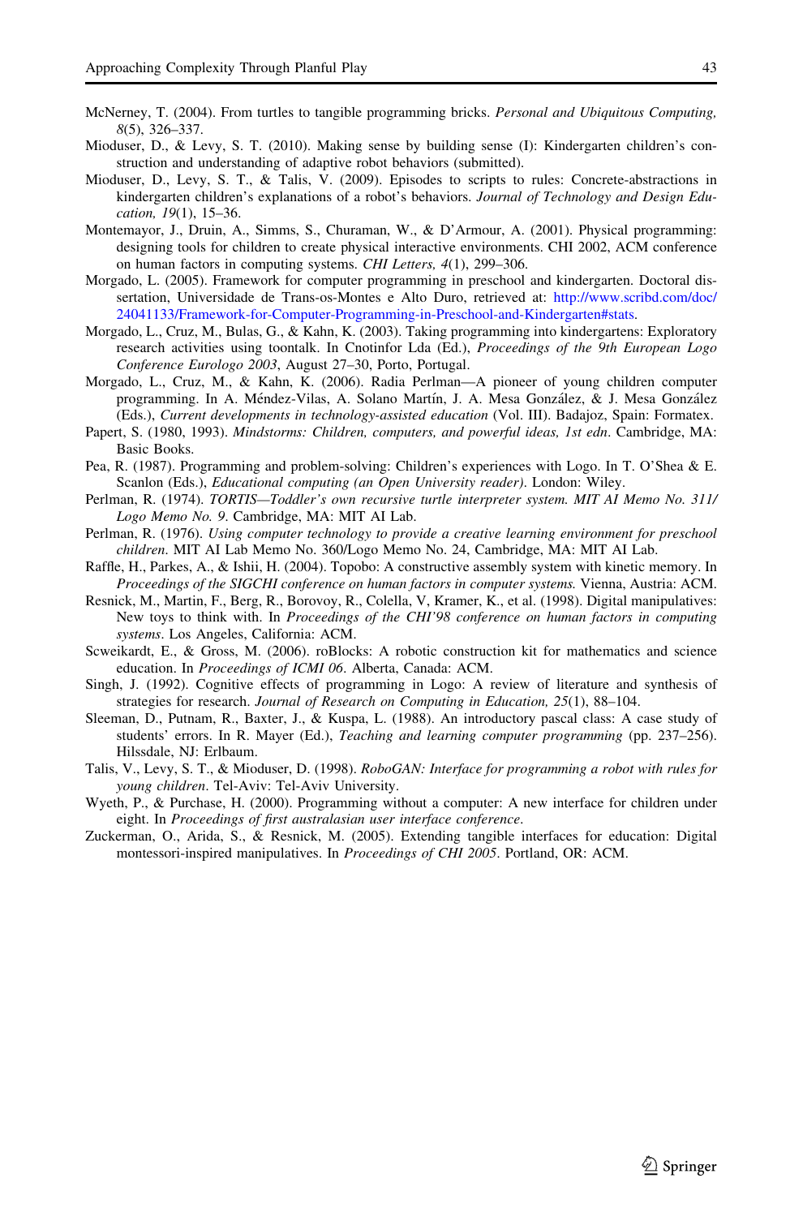McNerney, T. (2004). From turtles to tangible programming bricks. *Personal and Ubiquitous Computing, 8*(5), 326–337.

Mioduser, D., & Levy, S. T. (2010). Making sense by building sense (I): Kindergarten children's construction and understanding of adaptive robot behaviors (submitted).

Mioduser, D., Levy, S. T., & Talis, V. (2009). Episodes to scripts to rules: Concrete-abstractions in kindergarten children's explanations of a robot's behaviors. *Journal of Technology and Design Education, 19*(1), 15–36.

Montemayor, J., Druin, A., Simms, S., Churaman, W., & D'Armour, A. (2001). Physical programming: designing tools for children to create physical interactive environments. CHI 2002, ACM conference on human factors in computing systems. *CHI Letters, 4*(1), 299–306.

Morgado, L. (2005). Framework for computer programming in preschool and kindergarten. Doctoral dissertation, Universidade de Trans-os-Montes e Alto Duro, retrieved at: http://www.scribd.com/doc/24041133/Framework-for-Computer-Programming-in-Preschool-and-Kindergarten#stats.

Morgado, L., Cruz, M., Bulas, G., & Kahn, K. (2003). Taking programming into kindergartens: Exploratory research activities using toontalk. In Cnotinfor Lda (Ed.), *Proceedings of the 9th European Logo Conference Eurologo 2003*, August 27–30, Porto, Portugal.

Morgado, L., Cruz, M., & Kahn, K. (2006). Radia Perlman—A pioneer of young children computer programming. In A. Méndez-Vilas, A. Solano Martín, J. A. Mesa González, & J. Mesa González (Eds.), *Current developments in technology-assisted education* (Vol. III). Badajoz, Spain: Formatex.

Papert, S. (1980, 1993). *Mindstorms: Children, computers, and powerful ideas, 1st edn*. Cambridge, MA: Basic Books.

Pea, R. (1987). Programming and problem-solving: Children's experiences with Logo. In T. O'Shea & E. Scanlon (Eds.), *Educational computing (an Open University reader)*. London: Wiley.

Perlman, R. (1974). *TORTIS—Toddler's own recursive turtle interpreter system. MIT AI Memo No. 311/Logo Memo No. 9*. Cambridge, MA: MIT AI Lab.

Perlman, R. (1976). *Using computer technology to provide a creative learning environment for preschool children*. MIT AI Lab Memo No. 360/Logo Memo No. 24, Cambridge, MA: MIT AI Lab.

Raffle, H., Parkes, A., & Ishii, H. (2004). Topobo: A constructive assembly system with kinetic memory. In *Proceedings of the SIGCHI conference on human factors in computer systems.* Vienna, Austria: ACM.

Resnick, M., Martin, F., Berg, R., Borovoy, R., Colella, V, Kramer, K., et al. (1998). Digital manipulatives: New toys to think with. In *Proceedings of the CHI'98 conference on human factors in computing systems*. Los Angeles, California: ACM.

Scweikardt, E., & Gross, M. (2006). roBlocks: A robotic construction kit for mathematics and science education. In *Proceedings of ICMI 06*. Alberta, Canada: ACM.

Singh, J. (1992). Cognitive effects of programming in Logo: A review of literature and synthesis of strategies for research. *Journal of Research on Computing in Education, 25*(1), 88–104.

Sleeman, D., Putnam, R., Baxter, J., & Kuspa, L. (1988). An introductory pascal class: A case study of students' errors. In R. Mayer (Ed.), *Teaching and learning computer programming* (pp. 237–256). Hilssdale, NJ: Erlbaum.

Talis, V., Levy, S. T., & Mioduser, D. (1998). *RoboGAN: Interface for programming a robot with rules for young children*. Tel-Aviv: Tel-Aviv University.

Wyeth, P., & Purchase, H. (2000). Programming without a computer: A new interface for children under eight. In *Proceedings of first australasian user interface conference*.

Zuckerman, O., Arida, S., & Resnick, M. (2005). Extending tangible interfaces for education: Digital montessori-inspired manipulatives. In *Proceedings of CHI 2005*. Portland, OR: ACM.